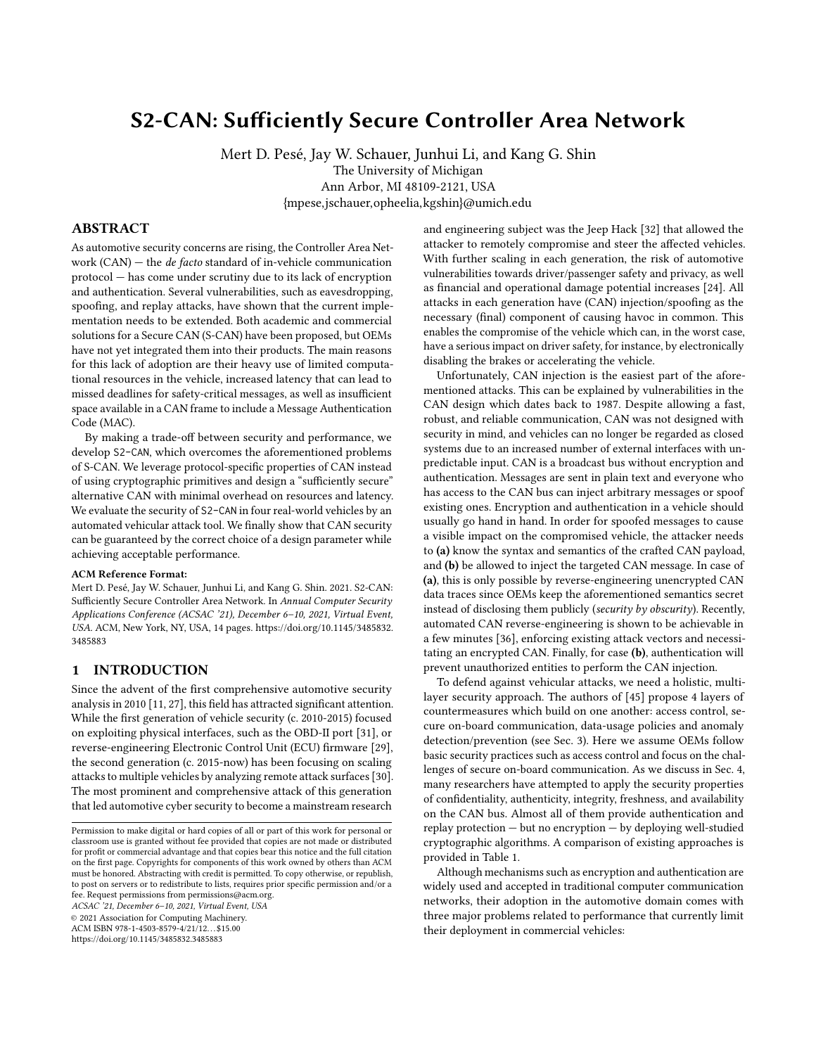# S2-CAN: Sufficiently Secure Controller Area Network

Mert D. Pesé, Jay W. Schauer, Junhui Li, and Kang G. Shin
The University of Michigan
Ann Arbor, MI 48109-2121, USA
{mpese,jschauer,opheelia,kgshin}@umich.edu

## ABSTRACT

As automotive security concerns are rising, the Controller Area Network (CAN) — the *de facto* standard of in-vehicle communication protocol — has come under scrutiny due to its lack of encryption and authentication. Several vulnerabilities, such as eavesdropping, spoofing, and replay attacks, have shown that the current implementation needs to be extended. Both academic and commercial solutions for a Secure CAN (S-CAN) have been proposed, but OEMs have not yet integrated them into their products. The main reasons for this lack of adoption are their heavy use of limited computational resources in the vehicle, increased latency that can lead to missed deadlines for safety-critical messages, as well as insufficient space available in a CAN frame to include a Message Authentication Code (MAC).

By making a trade-off between security and performance, we develop S2-CAN, which overcomes the aforementioned problems of S-CAN. We leverage protocol-specific properties of CAN instead of using cryptographic primitives and design a "sufficiently secure" alternative CAN with minimal overhead on resources and latency. We evaluate the security of S2-CAN in four real-world vehicles by an automated vehicular attack tool. We finally show that CAN security can be guaranteed by the correct choice of a design parameter while achieving acceptable performance.

**ACM Reference Format:**
Mert D. Pesé, Jay W. Schauer, Junhui Li, and Kang G. Shin. 2021. S2-CAN: Sufficiently Secure Controller Area Network. In *Annual Computer Security Applications Conference (ACSAC '21), December 6–10, 2021, Virtual Event, USA.* ACM, New York, NY, USA, 14 pages. https://doi.org/10.1145/3485832.3485883

## 1 INTRODUCTION

Since the advent of the first comprehensive automotive security analysis in 2010 [11, 27], this field has attracted significant attention. While the first generation of vehicle security (c. 2010-2015) focused on exploiting physical interfaces, such as the OBD-II port [31], or reverse-engineering Electronic Control Unit (ECU) firmware [29], the second generation (c. 2015-now) has been focusing on scaling attacks to multiple vehicles by analyzing remote attack surfaces [30]. The most prominent and comprehensive attack of this generation that led automotive cyber security to become a mainstream research and engineering subject was the Jeep Hack [32] that allowed the attacker to remotely compromise and steer the affected vehicles. With further scaling in each generation, the risk of automotive vulnerabilities towards driver/passenger safety and privacy, as well as financial and operational damage potential increases [24]. All attacks in each generation have (CAN) injection/spoofing as the necessary (final) component of causing havoc in common. This enables the compromise of the vehicle which can, in the worst case, have a serious impact on driver safety, for instance, by electronically disabling the brakes or accelerating the vehicle.

Unfortunately, CAN injection is the easiest part of the aforementioned attacks. This can be explained by vulnerabilities in the CAN design which dates back to 1987. Despite allowing a fast, robust, and reliable communication, CAN was not designed with security in mind, and vehicles can no longer be regarded as closed systems due to an increased number of external interfaces with unpredictable input. CAN is a broadcast bus without encryption and authentication. Messages are sent in plain text and everyone who has access to the CAN bus can inject arbitrary messages or spoof existing ones. Encryption and authentication in a vehicle should usually go hand in hand. In order for spoofed messages to cause a visible impact on the compromised vehicle, the attacker needs to **(a)** know the syntax and semantics of the crafted CAN payload, and **(b)** be allowed to inject the targeted CAN message. In case of **(a)**, this is only possible by reverse-engineering unencrypted CAN data traces since OEMs keep the aforementioned semantics secret instead of disclosing them publicly (*security by obscurity*). Recently, automated CAN reverse-engineering is shown to be achievable in a few minutes [36], enforcing existing attack vectors and necessitating an encrypted CAN. Finally, for case **(b)**, authentication will prevent unauthorized entities to perform the CAN injection.

To defend against vehicular attacks, we need a holistic, multi-layer security approach. The authors of [45] propose 4 layers of countermeasures which build on one another: access control, secure on-board communication, data-usage policies and anomaly detection/prevention (see Sec. 3). Here we assume OEMs follow basic security practices such as access control and focus on the challenges of secure on-board communication. As we discuss in Sec. 4, many researchers have attempted to apply the security properties of confidentiality, authenticity, integrity, freshness, and availability on the CAN bus. Almost all of them provide authentication and replay protection — but no encryption — by deploying well-studied cryptographic algorithms. A comparison of existing approaches is provided in Table 1.

Although mechanisms such as encryption and authentication are widely used and accepted in traditional computer communication networks, their adoption in the automotive domain comes with three major problems related to performance that currently limit their deployment in commercial vehicles:

Permission to make digital or hard copies of all or part of this work for personal or classroom use is granted without fee provided that copies are not made or distributed for profit or commercial advantage and that copies bear this notice and the full citation on the first page. Copyrights for components of this work owned by others than ACM must be honored. Abstracting with credit is permitted. To copy otherwise, or republish, to post on servers or to redistribute to lists, requires prior specific permission and/or a fee. Request permissions from permissions@acm.org.
*ACSAC '21, December 6–10, 2021, Virtual Event, USA*
© 2021 Association for Computing Machinery.
ACM ISBN 978-1-4503-8579-4/21/12...$15.00
https://doi.org/10.1145/3485832.3485883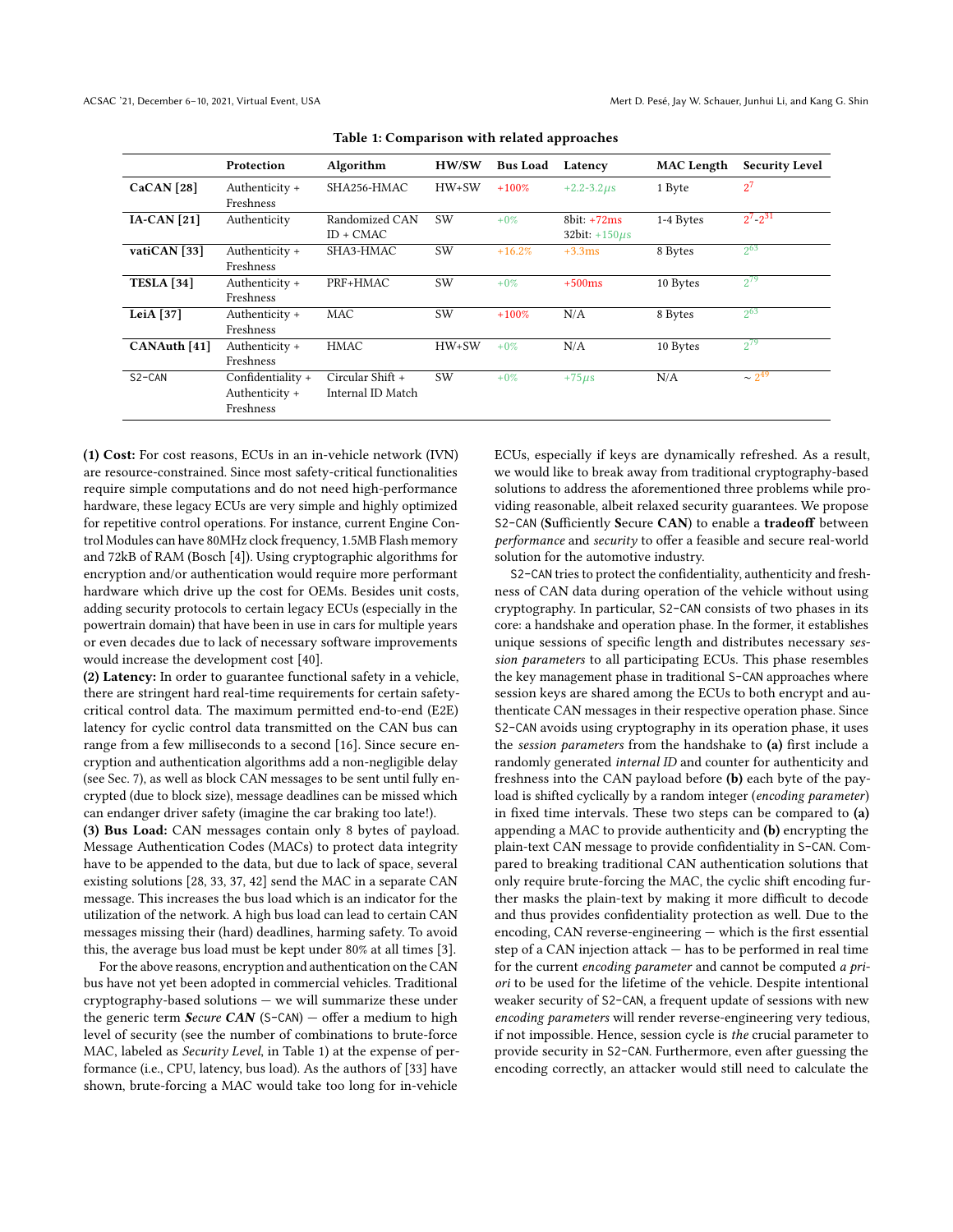**Table 1: Comparison with related approaches**

| | Protection | Algorithm | HW/SW | Bus Load | Latency | MAC Length | Security Level |
|---|---|---|---|---|---|---|---|
| **CaCAN [28]** | Authenticity + Freshness | SHA256-HMAC | HW+SW | +100% | +2.2-3.2$\mu s$ | 1 Byte | $2^7$ |
| **IA-CAN [21]** | Authenticity | Randomized CAN ID + CMAC | SW | +0% | 8bit: +72ms<br>32bit: +150$\mu s$ | 1-4 Bytes | $2^7$-$2^{31}$ |
| **vatiCAN [33]** | Authenticity + Freshness | SHA3-HMAC | SW | +16.2% | +3.3ms | 8 Bytes | $2^{63}$ |
| **TESLA [34]** | Authenticity + Freshness | PRF+HMAC | SW | +0% | +500ms | 10 Bytes | $2^{79}$ |
| **LeiA [37]** | Authenticity + Freshness | MAC | SW | +100% | N/A | 8 Bytes | $2^{63}$ |
| **CANAuth [41]** | Authenticity + Freshness | HMAC | HW+SW | +0% | N/A | 10 Bytes | $2^{79}$ |
| S2-CAN | Confidentiality + Authenticity + Freshness | Circular Shift + Internal ID Match | SW | +0% | +75$\mu s$ | N/A | $\sim 2^{49}$ |

**(1) Cost:** For cost reasons, ECUs in an in-vehicle network (IVN) are resource-constrained. Since most safety-critical functionalities require simple computations and do not need high-performance hardware, these legacy ECUs are very simple and highly optimized for repetitive control operations. For instance, current Engine Control Modules can have 80MHz clock frequency, 1.5MB Flash memory and 72kB of RAM (Bosch [4]). Using cryptographic algorithms for encryption and/or authentication would require more performant hardware which drive up the cost for OEMs. Besides unit costs, adding security protocols to certain legacy ECUs (especially in the powertrain domain) that have been in use in cars for multiple years or even decades due to lack of necessary software improvements would increase the development cost [40].

**(2) Latency:** In order to guarantee functional safety in a vehicle, there are stringent hard real-time requirements for certain safety-critical control data. The maximum permitted end-to-end (E2E) latency for cyclic control data transmitted on the CAN bus can range from a few milliseconds to a second [16]. Since secure encryption and authentication algorithms add a non-negligible delay (see Sec. 7), as well as block CAN messages to be sent until fully encrypted (due to block size), message deadlines can be missed which can endanger driver safety (imagine the car braking too late!).

**(3) Bus Load:** CAN messages contain only 8 bytes of payload. Message Authentication Codes (MACs) to protect data integrity have to be appended to the data, but due to lack of space, several existing solutions [28, 33, 37, 42] send the MAC in a separate CAN message. This increases the bus load which is an indicator for the utilization of the network. A high bus load can lead to certain CAN messages missing their (hard) deadlines, harming safety. To avoid this, the average bus load must be kept under 80% at all times [3].

For the above reasons, encryption and authentication on the CAN bus have not yet been adopted in commercial vehicles. Traditional cryptography-based solutions — we will summarize these under the generic term ***Secure CAN*** (S-CAN) — offer a medium to high level of security (see the number of combinations to brute-force MAC, labeled as *Security Level*, in Table 1) at the expense of performance (i.e., CPU, latency, bus load). As the authors of [33] have shown, brute-forcing a MAC would take too long for in-vehicle ECUs, especially if keys are dynamically refreshed. As a result, we would like to break away from traditional cryptography-based solutions to address the aforementioned three problems while providing reasonable, albeit relaxed security guarantees. We propose S2-CAN (**S**ufficiently **S**ecure **CAN**) to enable a **tradeoff** between *performance* and *security* to offer a feasible and secure real-world solution for the automotive industry.

S2-CAN tries to protect the confidentiality, authenticity and freshness of CAN data during operation of the vehicle without using cryptography. In particular, S2-CAN consists of two phases in its core: a handshake and operation phase. In the former, it establishes unique sessions of specific length and distributes necessary *session parameters* to all participating ECUs. This phase resembles the key management phase in traditional S-CAN approaches where session keys are shared among the ECUs to both encrypt and authenticate CAN messages in their respective operation phase. Since S2-CAN avoids using cryptography in its operation phase, it uses the *session parameters* from the handshake to **(a)** first include a randomly generated *internal ID* and counter for authenticity and freshness into the CAN payload before **(b)** each byte of the payload is shifted cyclically by a random integer (*encoding parameter*) in fixed time intervals. These two steps can be compared to **(a)** appending a MAC to provide authenticity and **(b)** encrypting the plain-text CAN message to provide confidentiality in S-CAN. Compared to breaking traditional CAN authentication solutions that only require brute-forcing the MAC, the cyclic shift encoding further masks the plain-text by making it more difficult to decode and thus provides confidentiality protection as well. Due to the encoding, CAN reverse-engineering — which is the first essential step of a CAN injection attack — has to be performed in real time for the current *encoding parameter* and cannot be computed *a priori* to be used for the lifetime of the vehicle. Despite intentional weaker security of S2-CAN, a frequent update of sessions with new *encoding parameters* will render reverse-engineering very tedious, if not impossible. Hence, session cycle is *the* crucial parameter to provide security in S2-CAN. Furthermore, even after guessing the encoding correctly, an attacker would still need to calculate the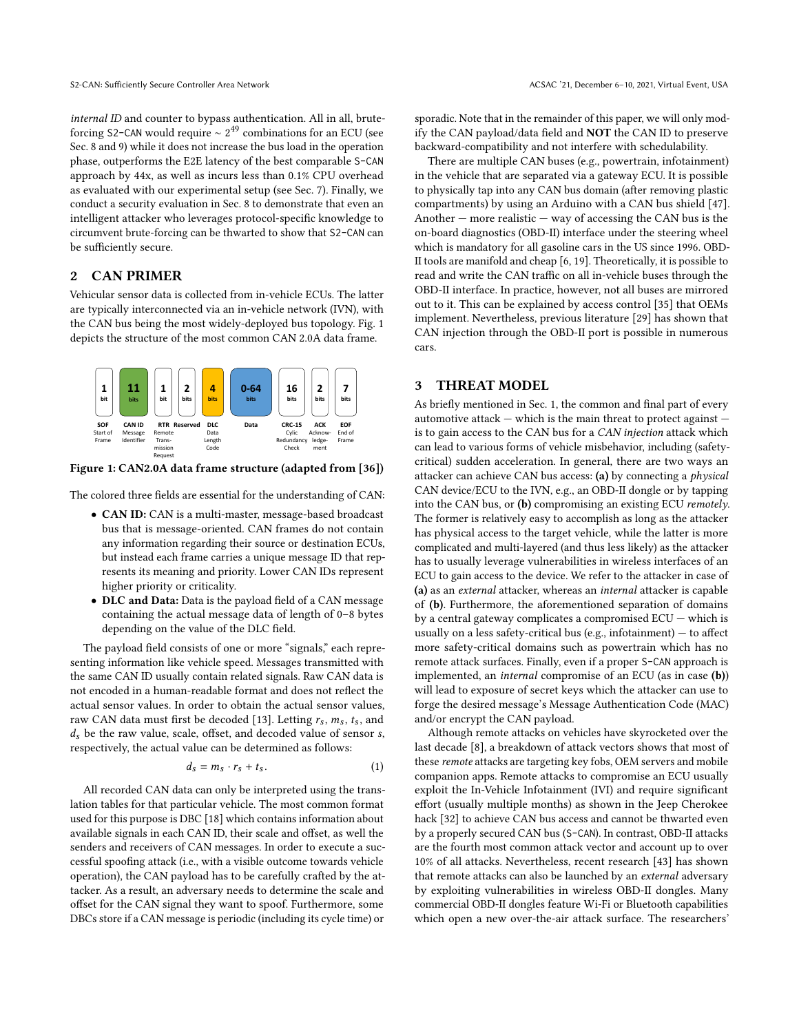*internal ID* and counter to bypass authentication. All in all, brute-forcing S2-CAN would require $\sim 2^{49}$ combinations for an ECU (see Sec. 8 and 9) while it does not increase the bus load in the operation phase, outperforms the E2E latency of the best comparable S-CAN approach by 44x, as well as incurs less than 0.1% CPU overhead as evaluated with our experimental setup (see Sec. 7). Finally, we conduct a security evaluation in Sec. 8 to demonstrate that even an intelligent attacker who leverages protocol-specific knowledge to circumvent brute-forcing can be thwarted to show that S2-CAN can be sufficiently secure.

## 2 CAN PRIMER

Vehicular sensor data is collected from in-vehicle ECUs. The latter are typically interconnected via an in-vehicle network (IVN), with the CAN bus being the most widely-deployed bus topology. Fig. 1 depicts the structure of the most common CAN 2.0A data frame.

| 1 bit | 11 bits | 1 bit | 2 bits | 4 bits | 0-64 bits | 16 bits | 2 bits | 7 bits |
|---|---|---|---|---|---|---|---|---|
| SOF Start of Frame | CAN ID Message Identifier | RTR Remote Transmission Request | Reserved | DLC Data Length Code | Data | CRC-15 Cylic Redundancy Check | ACK Acknowledgement | EOF End of Frame |

**Figure 1: CAN2.0A data frame structure (adapted from [36])**

The colored three fields are essential for the understanding of CAN:

- **CAN ID:** CAN is a multi-master, message-based broadcast bus that is message-oriented. CAN frames do not contain any information regarding their source or destination ECUs, but instead each frame carries a unique message ID that represents its meaning and priority. Lower CAN IDs represent higher priority or criticality.
- **DLC and Data:** Data is the payload field of a CAN message containing the actual message data of length of 0–8 bytes depending on the value of the DLC field.

The payload field consists of one or more "signals," each representing information like vehicle speed. Messages transmitted with the same CAN ID usually contain related signals. Raw CAN data is not encoded in a human-readable format and does not reflect the actual sensor values. In order to obtain the actual sensor values, raw CAN data must first be decoded [13]. Letting $r_s$, $m_s$, $t_s$, and $d_s$ be the raw value, scale, offset, and decoded value of sensor $s$, respectively, the actual value can be determined as follows:

$$d_s = m_s \cdot r_s + t_s. \tag{1}$$

All recorded CAN data can only be interpreted using the translation tables for that particular vehicle. The most common format used for this purpose is DBC [18] which contains information about available signals in each CAN ID, their scale and offset, as well the senders and receivers of CAN messages. In order to execute a successful spoofing attack (i.e., with a visible outcome towards vehicle operation), the CAN payload has to be carefully crafted by the attacker. As a result, an adversary needs to determine the scale and offset for the CAN signal they want to spoof. Furthermore, some DBCs store if a CAN message is periodic (including its cycle time) or sporadic. Note that in the remainder of this paper, we will only modify the CAN payload/data field and **NOT** the CAN ID to preserve backward-compatibility and not interfere with schedulability.

There are multiple CAN buses (e.g., powertrain, infotainment) in the vehicle that are separated via a gateway ECU. It is possible to physically tap into any CAN bus domain (after removing plastic compartments) by using an Arduino with a CAN bus shield [47]. Another — more realistic — way of accessing the CAN bus is the on-board diagnostics (OBD-II) interface under the steering wheel which is mandatory for all gasoline cars in the US since 1996. OBD-II tools are manifold and cheap [6, 19]. Theoretically, it is possible to read and write the CAN traffic on all in-vehicle buses through the OBD-II interface. In practice, however, not all buses are mirrored out to it. This can be explained by access control [35] that OEMs implement. Nevertheless, previous literature [29] has shown that CAN injection through the OBD-II port is possible in numerous cars.

## 3 THREAT MODEL

As briefly mentioned in Sec. 1, the common and final part of every automotive attack — which is the main threat to protect against — is to gain access to the CAN bus for a *CAN injection* attack which can lead to various forms of vehicle misbehavior, including (safety-critical) sudden acceleration. In general, there are two ways an attacker can achieve CAN bus access: **(a)** by connecting a *physical* CAN device/ECU to the IVN, e.g., an OBD-II dongle or by tapping into the CAN bus, or **(b)** compromising an existing ECU *remotely*. The former is relatively easy to accomplish as long as the attacker has physical access to the target vehicle, while the latter is more complicated and multi-layered (and thus less likely) as the attacker has to usually leverage vulnerabilities in wireless interfaces of an ECU to gain access to the device. We refer to the attacker in case of **(a)** as an *external* attacker, whereas an *internal* attacker is capable of **(b)**. Furthermore, the aforementioned separation of domains by a central gateway complicates a compromised ECU — which is usually on a less safety-critical bus (e.g., infotainment) — to affect more safety-critical domains such as powertrain which has no remote attack surfaces. Finally, even if a proper S-CAN approach is implemented, an *internal* compromise of an ECU (as in case **(b)**) will lead to exposure of secret keys which the attacker can use to forge the desired message's Message Authentication Code (MAC) and/or encrypt the CAN payload.

Although remote attacks on vehicles have skyrocketed over the last decade [8], a breakdown of attack vectors shows that most of these *remote* attacks are targeting key fobs, OEM servers and mobile companion apps. Remote attacks to compromise an ECU usually exploit the In-Vehicle Infotainment (IVI) and require significant effort (usually multiple months) as shown in the Jeep Cherokee hack [32] to achieve CAN bus access and cannot be thwarted even by a properly secured CAN bus (S-CAN). In contrast, OBD-II attacks are the fourth most common attack vector and account up to over 10% of all attacks. Nevertheless, recent research [43] has shown that remote attacks can also be launched by an *external* adversary by exploiting vulnerabilities in wireless OBD-II dongles. Many commercial OBD-II dongles feature Wi-Fi or Bluetooth capabilities which open a new over-the-air attack surface. The researchers'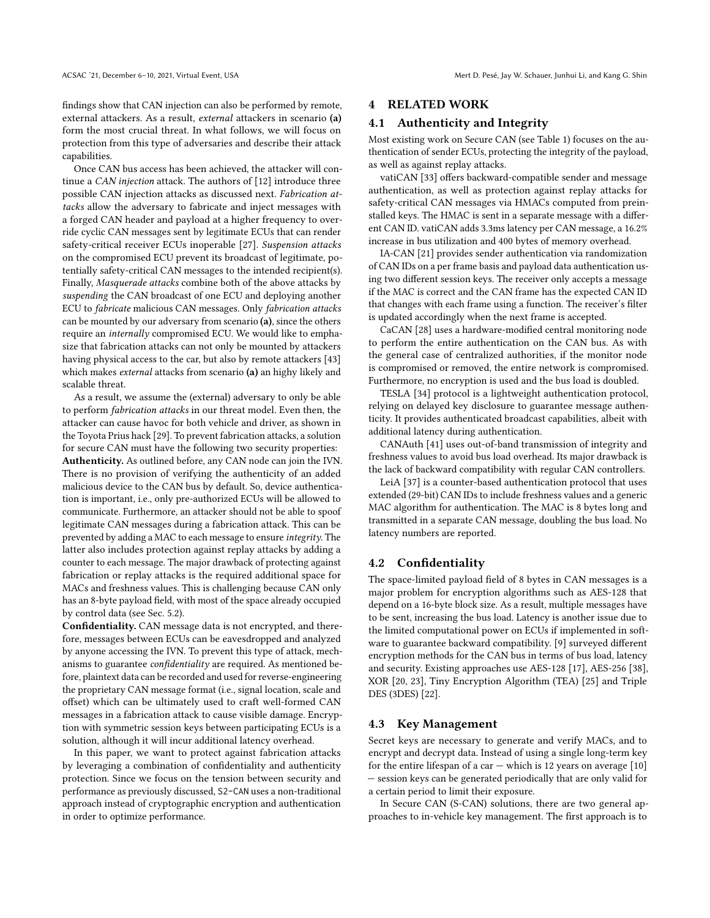findings show that CAN injection can also be performed by remote, external attackers. As a result, *external* attackers in scenario **(a)** form the most crucial threat. In what follows, we will focus on protection from this type of adversaries and describe their attack capabilities.

Once CAN bus access has been achieved, the attacker will continue a *CAN injection* attack. The authors of [12] introduce three possible CAN injection attacks as discussed next. *Fabrication attacks* allow the adversary to fabricate and inject messages with a forged CAN header and payload at a higher frequency to override cyclic CAN messages sent by legitimate ECUs that can render safety-critical receiver ECUs inoperable [27]. *Suspension attacks* on the compromised ECU prevent its broadcast of legitimate, potentially safety-critical CAN messages to the intended recipient(s). Finally, *Masquerade attacks* combine both of the above attacks by *suspending* the CAN broadcast of one ECU and deploying another ECU to *fabricate* malicious CAN messages. Only *fabrication attacks* can be mounted by our adversary from scenario **(a)**, since the others require an *internally* compromised ECU. We would like to emphasize that fabrication attacks can not only be mounted by attackers having physical access to the car, but also by remote attackers [43] which makes *external* attacks from scenario **(a)** an highy likely and scalable threat.

As a result, we assume the (external) adversary to only be able to perform *fabrication attacks* in our threat model. Even then, the attacker can cause havoc for both vehicle and driver, as shown in the Toyota Prius hack [29]. To prevent fabrication attacks, a solution for secure CAN must have the following two security properties:

**Authenticity.** As outlined before, any CAN node can join the IVN. There is no provision of verifying the authenticity of an added malicious device to the CAN bus by default. So, device authentication is important, i.e., only pre-authorized ECUs will be allowed to communicate. Furthermore, an attacker should not be able to spoof legitimate CAN messages during a fabrication attack. This can be prevented by adding a MAC to each message to ensure *integrity*. The latter also includes protection against replay attacks by adding a counter to each message. The major drawback of protecting against fabrication or replay attacks is the required additional space for MACs and freshness values. This is challenging because CAN only has an 8-byte payload field, with most of the space already occupied by control data (see Sec. 5.2).

**Confidentiality.** CAN message data is not encrypted, and therefore, messages between ECUs can be eavesdropped and analyzed by anyone accessing the IVN. To prevent this type of attack, mechanisms to guarantee *confidentiality* are required. As mentioned before, plaintext data can be recorded and used for reverse-engineering the proprietary CAN message format (i.e., signal location, scale and offset) which can be ultimately used to craft well-formed CAN messages in a fabrication attack to cause visible damage. Encryption with symmetric session keys between participating ECUs is a solution, although it will incur additional latency overhead.

In this paper, we want to protect against fabrication attacks by leveraging a combination of confidentiality and authenticity protection. Since we focus on the tension between security and performance as previously discussed, S2-CAN uses a non-traditional approach instead of cryptographic encryption and authentication in order to optimize performance.

# 4 RELATED WORK

## 4.1 Authenticity and Integrity

Most existing work on Secure CAN (see Table 1) focuses on the authentication of sender ECUs, protecting the integrity of the payload, as well as against replay attacks.

vatiCAN [33] offers backward-compatible sender and message authentication, as well as protection against replay attacks for safety-critical CAN messages via HMACs computed from preinstalled keys. The HMAC is sent in a separate message with a different CAN ID. vatiCAN adds 3.3ms latency per CAN message, a 16.2% increase in bus utilization and 400 bytes of memory overhead.

IA-CAN [21] provides sender authentication via randomization of CAN IDs on a per frame basis and payload data authentication using two different session keys. The receiver only accepts a message if the MAC is correct and the CAN frame has the expected CAN ID that changes with each frame using a function. The receiver's filter is updated accordingly when the next frame is accepted.

CaCAN [28] uses a hardware-modified central monitoring node to perform the entire authentication on the CAN bus. As with the general case of centralized authorities, if the monitor node is compromised or removed, the entire network is compromised. Furthermore, no encryption is used and the bus load is doubled.

TESLA [34] protocol is a lightweight authentication protocol, relying on delayed key disclosure to guarantee message authenticity. It provides authenticated broadcast capabilities, albeit with additional latency during authentication.

CANAuth [41] uses out-of-band transmission of integrity and freshness values to avoid bus load overhead. Its major drawback is the lack of backward compatibility with regular CAN controllers.

LeiA [37] is a counter-based authentication protocol that uses extended (29-bit) CAN IDs to include freshness values and a generic MAC algorithm for authentication. The MAC is 8 bytes long and transmitted in a separate CAN message, doubling the bus load. No latency numbers are reported.

## 4.2 Confidentiality

The space-limited payload field of 8 bytes in CAN messages is a major problem for encryption algorithms such as AES-128 that depend on a 16-byte block size. As a result, multiple messages have to be sent, increasing the bus load. Latency is another issue due to the limited computational power on ECUs if implemented in software to guarantee backward compatibility. [9] surveyed different encryption methods for the CAN bus in terms of bus load, latency and security. Existing approaches use AES-128 [17], AES-256 [38], XOR [20, 23], Tiny Encryption Algorithm (TEA) [25] and Triple DES (3DES) [22].

## 4.3 Key Management

Secret keys are necessary to generate and verify MACs, and to encrypt and decrypt data. Instead of using a single long-term key for the entire lifespan of a car — which is 12 years on average [10] — session keys can be generated periodically that are only valid for a certain period to limit their exposure.

In Secure CAN (S-CAN) solutions, there are two general approaches to in-vehicle key management. The first approach is to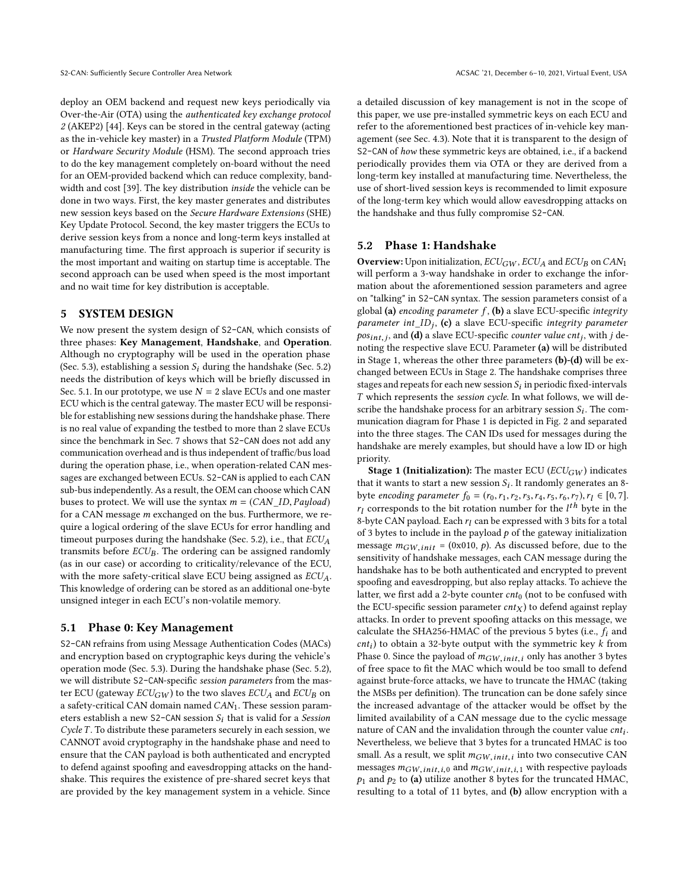deploy an OEM backend and request new keys periodically via Over-the-Air (OTA) using the *authenticated key exchange protocol 2* (AKEP2) [44]. Keys can be stored in the central gateway (acting as the in-vehicle key master) in a *Trusted Platform Module* (TPM) or *Hardware Security Module* (HSM). The second approach tries to do the key management completely on-board without the need for an OEM-provided backend which can reduce complexity, bandwidth and cost [39]. The key distribution *inside* the vehicle can be done in two ways. First, the key master generates and distributes new session keys based on the *Secure Hardware Extensions* (SHE) Key Update Protocol. Second, the key master triggers the ECUs to derive session keys from a nonce and long-term keys installed at manufacturing time. The first approach is superior if security is the most important and waiting on startup time is acceptable. The second approach can be used when speed is the most important and no wait time for key distribution is acceptable.

## 5 SYSTEM DESIGN

We now present the system design of S2-CAN, which consists of three phases: **Key Management**, **Handshake**, and **Operation**. Although no cryptography will be used in the operation phase (Sec. 5.3), establishing a session $S_i$ during the handshake (Sec. 5.2) needs the distribution of keys which will be briefly discussed in Sec. 5.1. In our prototype, we use $N = 2$ slave ECUs and one master ECU which is the central gateway. The master ECU will be responsible for establishing new sessions during the handshake phase. There is no real value of expanding the testbed to more than 2 slave ECUs since the benchmark in Sec. 7 shows that S2-CAN does not add any communication overhead and is thus independent of traffic/bus load during the operation phase, i.e., when operation-related CAN messages are exchanged between ECUs. S2-CAN is applied to each CAN sub-bus independently. As a result, the OEM can choose which CAN buses to protect. We will use the syntax $m = (CAN\_ID, Payload)$ for a CAN message $m$ exchanged on the bus. Furthermore, we require a logical ordering of the slave ECUs for error handling and timeout purposes during the handshake (Sec. 5.2), i.e., that $ECU_A$ transmits before $ECU_B$. The ordering can be assigned randomly (as in our case) or according to criticality/relevance of the ECU, with the more safety-critical slave ECU being assigned as $ECU_A$. This knowledge of ordering can be stored as an additional one-byte unsigned integer in each ECU's non-volatile memory.

### 5.1 Phase 0: Key Management

S2-CAN refrains from using Message Authentication Codes (MACs) and encryption based on cryptographic keys during the vehicle's operation mode (Sec. 5.3). During the handshake phase (Sec. 5.2), we will distribute S2-CAN-specific *session parameters* from the master ECU (gateway $ECU_{GW}$) to the two slaves $ECU_A$ and $ECU_B$ on a safety-critical CAN domain named $CAN_1$. These session parameters establish a new S2-CAN session $S_i$ that is valid for a *Session Cycle* $T$. To distribute these parameters securely in each session, we CANNOT avoid cryptography in the handshake phase and need to ensure that the CAN payload is both authenticated and encrypted to defend against spoofing and eavesdropping attacks on the handshake. This requires the existence of pre-shared secret keys that are provided by the key management system in a vehicle. Since a detailed discussion of key management is not in the scope of this paper, we use pre-installed symmetric keys on each ECU and refer to the aforementioned best practices of in-vehicle key management (see Sec. 4.3). Note that it is transparent to the design of S2-CAN of *how* these symmetric keys are obtained, i.e., if a backend periodically provides them via OTA or they are derived from a long-term key installed at manufacturing time. Nevertheless, the use of short-lived session keys is recommended to limit exposure of the long-term key which would allow eavesdropping attacks on the handshake and thus fully compromise S2-CAN.

### 5.2 Phase 1: Handshake

**Overview:** Upon initialization, $ECU_{GW}$, $ECU_A$ and $ECU_B$ on $CAN_1$ will perform a 3-way handshake in order to exchange the information about the aforementioned session parameters and agree on "talking" in S2-CAN syntax. The session parameters consist of a global **(a)** *encoding parameter* $f$, **(b)** a slave ECU-specific *integrity parameter* $int\_ID_j$, **(c)** a slave ECU-specific *integrity parameter* $pos_{int,j}$, and **(d)** a slave ECU-specific *counter value* $cnt_j$, with $j$ denoting the respective slave ECU. Parameter **(a)** will be distributed in Stage 1, whereas the other three parameters **(b)**-**(d)** will be exchanged between ECUs in Stage 2. The handshake comprises three stages and repeats for each new session $S_i$ in periodic fixed-intervals $T$ which represents the *session cycle*. In what follows, we will describe the handshake process for an arbitrary session $S_i$. The communication diagram for Phase 1 is depicted in Fig. 2 and separated into the three stages. The CAN IDs used for messages during the handshake are merely examples, but should have a low ID or high priority.

**Stage 1 (Initialization):** The master ECU ($ECU_{GW}$) indicates that it wants to start a new session $S_i$. It randomly generates an 8-byte *encoding parameter* $f_0 = (r_0, r_1, r_2, r_3, r_4, r_5, r_6, r_7), r_l \in [0, 7]$. $r_l$ corresponds to the bit rotation number for the $l^{th}$ byte in the 8-byte CAN payload. Each $r_l$ can be expressed with 3 bits for a total of 3 bytes to include in the payload $p$ of the gateway initialization message $m_{GW,init}$ = (0x010, $p$). As discussed before, due to the sensitivity of handshake messages, each CAN message during the handshake has to be both authenticated and encrypted to prevent spoofing and eavesdropping, but also replay attacks. To achieve the latter, we first add a 2-byte counter $cnt_0$ (not to be confused with the ECU-specific session parameter $cnt_X$) to defend against replay attacks. In order to prevent spoofing attacks on this message, we calculate the SHA256-HMAC of the previous 5 bytes (i.e., $f_i$ and $cnt_i$) to obtain a 32-byte output with the symmetric key $k$ from Phase 0. Since the payload of $m_{GW,init,i}$ only has another 3 bytes of free space to fit the MAC which would be too small to defend against brute-force attacks, we have to truncate the HMAC (taking the MSBs per definition). The truncation can be done safely since the increased advantage of the attacker would be offset by the limited availability of a CAN message due to the cyclic message nature of CAN and the invalidation through the counter value $cnt_i$. Nevertheless, we believe that 3 bytes for a truncated HMAC is too small. As a result, we split $m_{GW,init,i}$ into two consecutive CAN messages $m_{GW,init,i,0}$ and $m_{GW,init,i,1}$ with respective payloads $p_1$ and $p_2$ to **(a)** utilize another 8 bytes for the truncated HMAC, resulting to a total of 11 bytes, and **(b)** allow encryption with a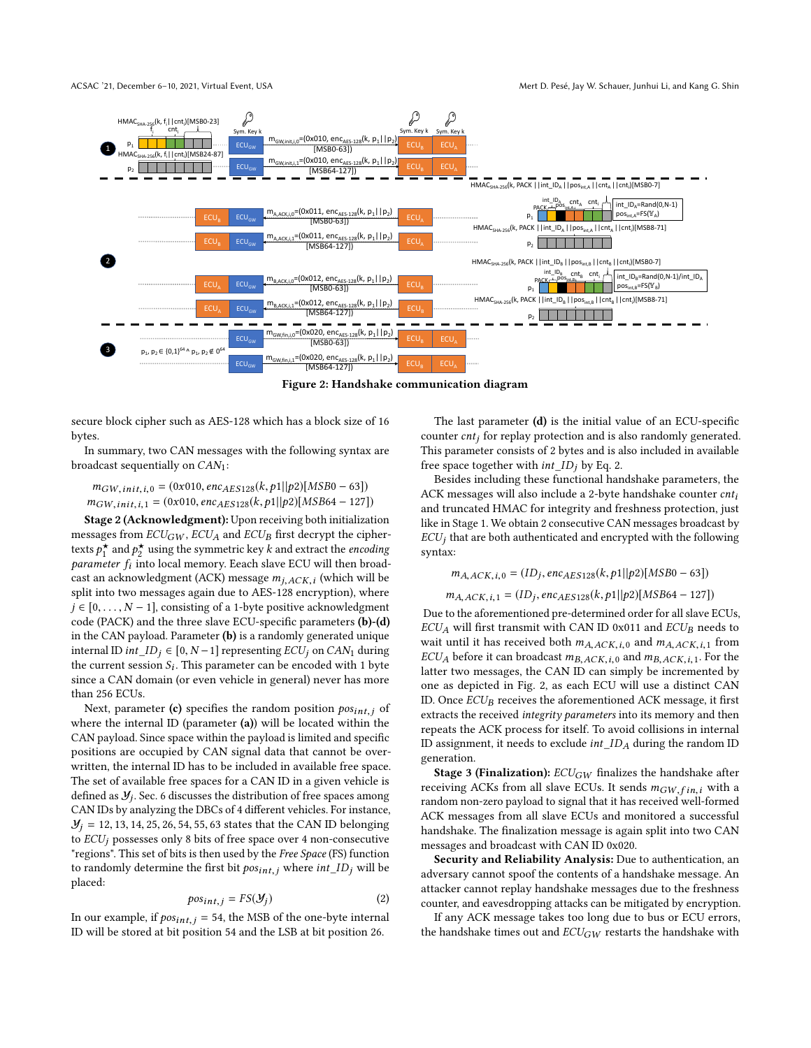Figure 2: Handshake communication diagram

secure block cipher such as AES-128 which has a block size of 16 bytes.

In summary, two CAN messages with the following syntax are broadcast sequentially on $CAN_1$:

$$m_{GW,init,i,0} = (0x010, enc_{AES128}(k, p1||p2)[MSB0-63])$$
$$m_{GW,init,i,1} = (0x010, enc_{AES128}(k, p1||p2)[MSB64-127])$$

**Stage 2 (Acknowledgment):** Upon receiving both initialization messages from $ECU_{GW}$, $ECU_A$ and $ECU_B$ first decrypt the ciphertexts $p_1^\star$ and $p_2^\star$ using the symmetric key $k$ and extract the *encoding parameter* $f_i$ into local memory. Eeach slave ECU will then broadcast an acknowledgment (ACK) message $m_{j,ACK,i}$ (which will be split into two messages again due to AES-128 encryption), where $j \in [0, \ldots, N-1]$, consisting of a 1-byte positive acknowledgment code (PACK) and the three slave ECU-specific parameters **(b)-(d)** in the CAN payload. Parameter **(b)** is a randomly generated unique internal ID $int\_ID_j \in [0, N-1]$ representing $ECU_j$ on $CAN_1$ during the current session $S_i$. This parameter can be encoded with 1 byte since a CAN domain (or even vehicle in general) never has more than 256 ECUs.

Next, parameter **(c)** specifies the random position $pos_{int,j}$ of where the internal ID (parameter **(a)**) will be located within the CAN payload. Since space within the payload is limited and specific positions are occupied by CAN signal data that cannot be overwritten, the internal ID has to be included in available free space. The set of available free spaces for a CAN ID in a given vehicle is defined as $\mathcal{Y}_j$. Sec. 6 discusses the distribution of free spaces among CAN IDs by analyzing the DBCs of 4 different vehicles. For instance, $\mathcal{Y}_j = 12, 13, 14, 25, 26, 54, 55, 63$ states that the CAN ID belonging to $ECU_j$ possesses only 8 bits of free space over 4 non-consecutive "regions". This set of bits is then used by the *Free Space* (FS) function to randomly determine the first bit $pos_{int,j}$ where $int\_ID_j$ will be placed:

$$pos_{int,j} = FS(\mathcal{Y}_j) \tag{2}$$

In our example, if $pos_{int,j} = 54$, the MSB of the one-byte internal ID will be stored at bit position 54 and the LSB at bit position 26.

The last parameter **(d)** is the initial value of an ECU-specific counter $cnt_j$ for replay protection and is also randomly generated. This parameter consists of 2 bytes and is also included in available free space together with $int\_ID_j$ by Eq. 2.

Besides including these functional handshake parameters, the ACK messages will also include a 2-byte handshake counter $cnt_i$ and truncated HMAC for integrity and freshness protection, just like in Stage 1. We obtain 2 consecutive CAN messages broadcast by $ECU_j$ that are both authenticated and encrypted with the following syntax:

$$m_{A,ACK,i,0} = (ID_j, enc_{AES128}(k, p1||p2)[MSB0-63])$$
$$m_{A,ACK,i,1} = (ID_j, enc_{AES128}(k, p1||p2)[MSB64-127])$$

Due to the aforementioned pre-determined order for all slave ECUs, $ECU_A$ will first transmit with CAN ID 0x011 and $ECU_B$ needs to wait until it has received both $m_{A,ACK,i,0}$ and $m_{A,ACK,i,1}$ from $ECU_A$ before it can broadcast $m_{B,ACK,i,0}$ and $m_{B,ACK,i,1}$. For the latter two messages, the CAN ID can simply be incremented by one as depicted in Fig. 2, as each ECU will use a distinct CAN ID. Once $ECU_B$ receives the aforementioned ACK message, it first extracts the received *integrity parameters* into its memory and then repeats the ACK process for itself. To avoid collisions in internal ID assignment, it needs to exclude $int\_ID_A$ during the random ID generation.

**Stage 3 (Finalization):** $ECU_{GW}$ finalizes the handshake after receiving ACKs from all slave ECUs. It sends $m_{GW,fin,i}$ with a random non-zero payload to signal that it has received well-formed ACK messages from all slave ECUs and monitored a successful handshake. The finalization message is again split into two CAN messages and broadcast with CAN ID 0x020.

**Security and Reliability Analysis:** Due to authentication, an adversary cannot spoof the contents of a handshake message. An attacker cannot replay handshake messages due to the freshness counter, and eavesdropping attacks can be mitigated by encryption.

If any ACK message takes too long due to bus or ECU errors, the handshake times out and $ECU_{GW}$ restarts the handshake with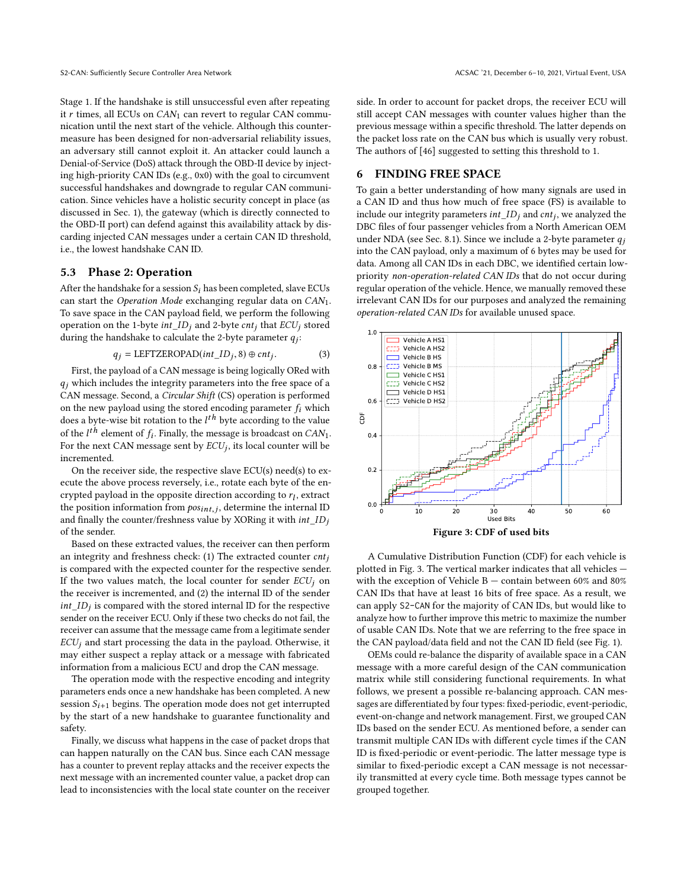Stage 1. If the handshake is still unsuccessful even after repeating it $r$ times, all ECUs on $CAN_1$ can revert to regular CAN communication until the next start of the vehicle. Although this countermeasure has been designed for non-adversarial reliability issues, an adversary still cannot exploit it. An attacker could launch a Denial-of-Service (DoS) attack through the OBD-II device by injecting high-priority CAN IDs (e.g., 0x0) with the goal to circumvent successful handshakes and downgrade to regular CAN communication. Since vehicles have a holistic security concept in place (as discussed in Sec. 1), the gateway (which is directly connected to the OBD-II port) can defend against this availability attack by discarding injected CAN messages under a certain CAN ID threshold, i.e., the lowest handshake CAN ID.

### 5.3 Phase 2: Operation

After the handshake for a session $S_i$ has been completed, slave ECUs can start the *Operation Mode* exchanging regular data on $CAN_1$. To save space in the CAN payload field, we perform the following operation on the 1-byte $int\_ID_j$ and 2-byte $cnt_j$ that $ECU_j$ stored during the handshake to calculate the 2-byte parameter $q_j$:

$$q_j = \text{LEFTZEROPAD}(int\_ID_j, 8) \oplus cnt_j. \quad (3)$$

First, the payload of a CAN message is being logically ORed with $q_j$ which includes the integrity parameters into the free space of a CAN message. Second, a *Circular Shift* (CS) operation is performed on the new payload using the stored encoding parameter $f_i$ which does a byte-wise bit rotation to the $l^{th}$ byte according to the value of the $l^{th}$ element of $f_i$. Finally, the message is broadcast on $CAN_1$. For the next CAN message sent by $ECU_j$, its local counter will be incremented.

On the receiver side, the respective slave ECU(s) need(s) to execute the above process reversely, i.e., rotate each byte of the encrypted payload in the opposite direction according to $r_l$, extract the position information from $pos_{int,j}$, determine the internal ID and finally the counter/freshness value by XORing it with $int\_ID_j$ of the sender.

Based on these extracted values, the receiver can then perform an integrity and freshness check: (1) The extracted counter $cnt_j$ is compared with the expected counter for the respective sender. If the two values match, the local counter for sender $ECU_j$ on the receiver is incremented, and (2) the internal ID of the sender $int\_ID_j$ is compared with the stored internal ID for the respective sender on the receiver ECU. Only if these two checks do not fail, the receiver can assume that the message came from a legitimate sender $ECU_j$ and start processing the data in the payload. Otherwise, it may either suspect a replay attack or a message with fabricated information from a malicious ECU and drop the CAN message.

The operation mode with the respective encoding and integrity parameters ends once a new handshake has been completed. A new session $S_{i+1}$ begins. The operation mode does not get interrupted by the start of a new handshake to guarantee functionality and safety.

Finally, we discuss what happens in the case of packet drops that can happen naturally on the CAN bus. Since each CAN message has a counter to prevent replay attacks and the receiver expects the next message with an incremented counter value, a packet drop can lead to inconsistencies with the local state counter on the receiver side. In order to account for packet drops, the receiver ECU will still accept CAN messages with counter values higher than the previous message within a specific threshold. The latter depends on the packet loss rate on the CAN bus which is usually very robust. The authors of [46] suggested to setting this threshold to 1.

## 6 FINDING FREE SPACE

To gain a better understanding of how many signals are used in a CAN ID and thus how much of free space (FS) is available to include our integrity parameters $int\_ID_j$ and $cnt_j$, we analyzed the DBC files of four passenger vehicles from a North American OEM under NDA (see Sec. 8.1). Since we include a 2-byte parameter $q_j$ into the CAN payload, only a maximum of 6 bytes may be used for data. Among all CAN IDs in each DBC, we identified certain low-priority *non-operation-related CAN IDs* that do not occur during regular operation of the vehicle. Hence, we manually removed these irrelevant CAN IDs for our purposes and analyzed the remaining *operation-related CAN IDs* for available unused space.

**Figure 3: CDF of used bits**

A Cumulative Distribution Function (CDF) for each vehicle is plotted in Fig. 3. The vertical marker indicates that all vehicles — with the exception of Vehicle B — contain between 60% and 80% CAN IDs that have at least 16 bits of free space. As a result, we can apply S2-CAN for the majority of CAN IDs, but would like to analyze how to further improve this metric to maximize the number of usable CAN IDs. Note that we are referring to the free space in the CAN payload/data field and not the CAN ID field (see Fig. 1).

OEMs could re-balance the disparity of available space in a CAN message with a more careful design of the CAN communication matrix while still considering functional requirements. In what follows, we present a possible re-balancing approach. CAN messages are differentiated by four types: fixed-periodic, event-periodic, event-on-change and network management. First, we grouped CAN IDs based on the sender ECU. As mentioned before, a sender can transmit multiple CAN IDs with different cycle times if the CAN ID is fixed-periodic or event-periodic. The latter message type is similar to fixed-periodic except a CAN message is not necessarily transmitted at every cycle time. Both message types cannot be grouped together.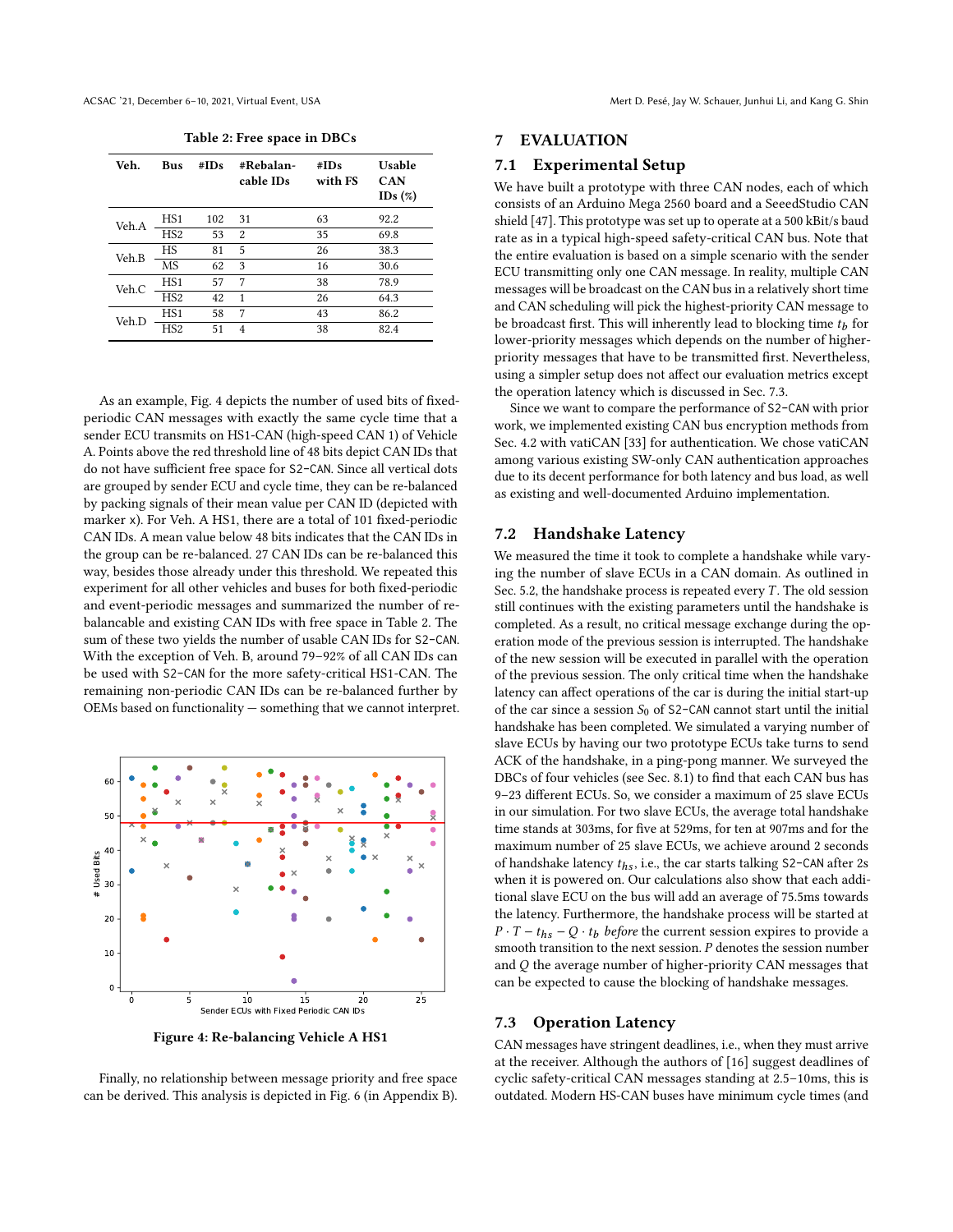Table 2: Free space in DBCs

| Veh. | Bus | #IDs | #Rebalan-cable IDs | #IDs with FS | Usable CAN IDs (%) |
|---|---|---|---|---|---|
| Veh.A | HS1 | 102 | 31 | 63 | 92.2 |
| | HS2 | 53 | 2 | 35 | 69.8 |
| Veh.B | HS | 81 | 5 | 26 | 38.3 |
| | MS | 62 | 3 | 16 | 30.6 |
| Veh.C | HS1 | 57 | 7 | 38 | 78.9 |
| | HS2 | 42 | 1 | 26 | 64.3 |
| Veh.D | HS1 | 58 | 7 | 43 | 86.2 |
| | HS2 | 51 | 4 | 38 | 82.4 |

As an example, Fig. 4 depicts the number of used bits of fixed-periodic CAN messages with exactly the same cycle time that a sender ECU transmits on HS1-CAN (high-speed CAN 1) of Vehicle A. Points above the red threshold line of 48 bits depict CAN IDs that do not have sufficient free space for S2-CAN. Since all vertical dots are grouped by sender ECU and cycle time, they can be re-balanced by packing signals of their mean value per CAN ID (depicted with marker x). For Veh. A HS1, there are a total of 101 fixed-periodic CAN IDs. A mean value below 48 bits indicates that the CAN IDs in the group can be re-balanced. 27 CAN IDs can be re-balanced this way, besides those already under this threshold. We repeated this experiment for all other vehicles and buses for both fixed-periodic and event-periodic messages and summarized the number of re-balancable and existing CAN IDs with free space in Table 2. The sum of these two yields the number of usable CAN IDs for S2-CAN. With the exception of Veh. B, around 79–92% of all CAN IDs can be used with S2-CAN for the more safety-critical HS1-CAN. The remaining non-periodic CAN IDs can be re-balanced further by OEMs based on functionality — something that we cannot interpret.

Figure 4: Re-balancing Vehicle A HS1

Finally, no relationship between message priority and free space can be derived. This analysis is depicted in Fig. 6 (in Appendix B).

# 7 EVALUATION

## 7.1 Experimental Setup

We have built a prototype with three CAN nodes, each of which consists of an Arduino Mega 2560 board and a SeeedStudio CAN shield [47]. This prototype was set up to operate at a 500 kBit/s baud rate as in a typical high-speed safety-critical CAN bus. Note that the entire evaluation is based on a simple scenario with the sender ECU transmitting only one CAN message. In reality, multiple CAN messages will be broadcast on the CAN bus in a relatively short time and CAN scheduling will pick the highest-priority CAN message to be broadcast first. This will inherently lead to blocking time $t_b$ for lower-priority messages which depends on the number of higher-priority messages that have to be transmitted first. Nevertheless, using a simpler setup does not affect our evaluation metrics except the operation latency which is discussed in Sec. 7.3.

Since we want to compare the performance of S2-CAN with prior work, we implemented existing CAN bus encryption methods from Sec. 4.2 with vatiCAN [33] for authentication. We chose vatiCAN among various existing SW-only CAN authentication approaches due to its decent performance for both latency and bus load, as well as existing and well-documented Arduino implementation.

## 7.2 Handshake Latency

We measured the time it took to complete a handshake while varying the number of slave ECUs in a CAN domain. As outlined in Sec. 5.2, the handshake process is repeated every $T$. The old session still continues with the existing parameters until the handshake is completed. As a result, no critical message exchange during the operation mode of the previous session is interrupted. The handshake of the new session will be executed in parallel with the operation of the previous session. The only critical time when the handshake latency can affect operations of the car is during the initial start-up of the car since a session $S_0$ of S2-CAN cannot start until the initial handshake has been completed. We simulated a varying number of slave ECUs by having our two prototype ECUs take turns to send ACK of the handshake, in a ping-pong manner. We surveyed the DBCs of four vehicles (see Sec. 8.1) to find that each CAN bus has 9–23 different ECUs. So, we consider a maximum of 25 slave ECUs in our simulation. For two slave ECUs, the average total handshake time stands at 303ms, for five at 529ms, for ten at 907ms and for the maximum number of 25 slave ECUs, we achieve around 2 seconds of handshake latency $t_{hs}$, i.e., the car starts talking S2-CAN after 2s when it is powered on. Our calculations also show that each additional slave ECU on the bus will add an average of 75.5ms towards the latency. Furthermore, the handshake process will be started at $P \cdot T - t_{hs} - Q \cdot t_b$ *before* the current session expires to provide a smooth transition to the next session. $P$ denotes the session number and $Q$ the average number of higher-priority CAN messages that can be expected to cause the blocking of handshake messages.

## 7.3 Operation Latency

CAN messages have stringent deadlines, i.e., when they must arrive at the receiver. Although the authors of [16] suggest deadlines of cyclic safety-critical CAN messages standing at 2.5–10ms, this is outdated. Modern HS-CAN buses have minimum cycle times (and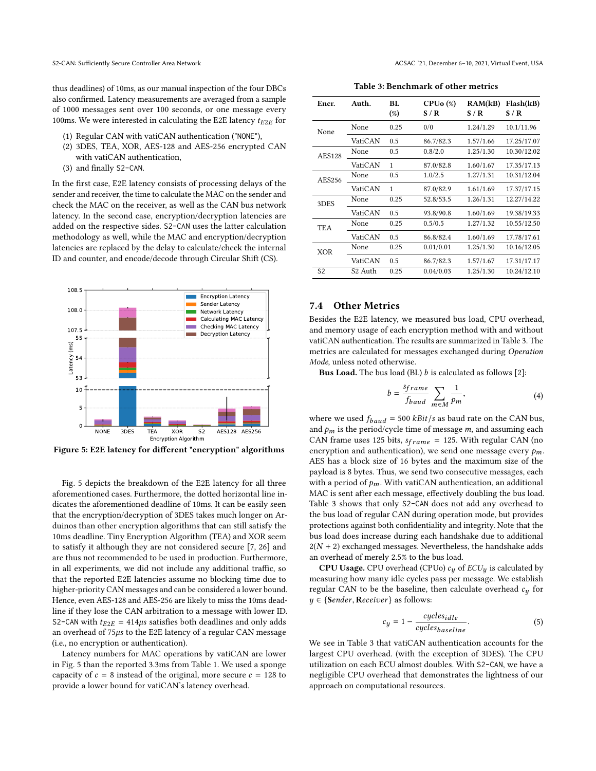thus deadlines) of 10ms, as our manual inspection of the four DBCs also confirmed. Latency measurements are averaged from a sample of 1000 messages sent over 100 seconds, or one message every 100ms. We were interested in calculating the E2E latency $t_{E2E}$ for

(1) Regular CAN with vatiCAN authentication ("NONE"),
(2) 3DES, TEA, XOR, AES-128 and AES-256 encrypted CAN with vatiCAN authentication,
(3) and finally S2-CAN.

In the first case, E2E latency consists of processing delays of the sender and receiver, the time to calculate the MAC on the sender and check the MAC on the receiver, as well as the CAN bus network latency. In the second case, encryption/decryption latencies are added on the respective sides. S2-CAN uses the latter calculation methodology as well, while the MAC and encryption/decryption latencies are replaced by the delay to calculate/check the internal ID and counter, and encode/decode through Circular Shift (CS).

**Figure 5: E2E latency for different "encryption" algorithms**

Fig. 5 depicts the breakdown of the E2E latency for all three aforementioned cases. Furthermore, the dotted horizontal line indicates the aforementioned deadline of 10ms. It can be easily seen that the encryption/decryption of 3DES takes much longer on Arduinos than other encryption algorithms that can still satisfy the 10ms deadline. Tiny Encryption Algorithm (TEA) and XOR seem to satisfy it although they are not considered secure [7, 26] and are thus not recommended to be used in production. Furthermore, in all experiments, we did not include any additional traffic, so that the reported E2E latencies assume no blocking time due to higher-priority CAN messages and can be considered a lower bound. Hence, even AES-128 and AES-256 are likely to miss the 10ms deadline if they lose the CAN arbitration to a message with lower ID. S2-CAN with $t_{E2E} = 414\mu s$ satisfies both deadlines and only adds an overhead of $75\mu s$ to the E2E latency of a regular CAN message (i.e., no encryption or authentication).

Latency numbers for MAC operations by vatiCAN are lower in Fig. 5 than the reported 3.3ms from Table 1. We used a sponge capacity of $c = 8$ instead of the original, more secure $c = 128$ to provide a lower bound for vatiCAN's latency overhead.

**Table 3: Benchmark of other metrics**

| Encr. | Auth. | BL (%) | CPUo (%) S / R | RAM(kB) S / R | Flash(kB) S / R |
|---|---|---|---|---|---|
| None | None | 0.25 | 0/0 | 1.24/1.29 | 10.1/11.96 |
| | VatiCAN | 0.5 | 86.7/82.3 | 1.57/1.66 | 17.25/17.07 |
| AES128 | None | 0.5 | 0.8/2.0 | 1.25/1.30 | 10.30/12.02 |
| | VatiCAN | 1 | 87.0/82.8 | 1.60/1.67 | 17.35/17.13 |
| AES256 | None | 0.5 | 1.0/2.5 | 1.27/1.31 | 10.31/12.04 |
| | VatiCAN | 1 | 87.0/82.9 | 1.61/1.69 | 17.37/17.15 |
| 3DES | None | 0.25 | 52.8/53.5 | 1.26/1.31 | 12.27/14.22 |
| | VatiCAN | 0.5 | 93.8/90.8 | 1.60/1.69 | 19.38/19.33 |
| TEA | None | 0.25 | 0.5/0.5 | 1.27/1.32 | 10.55/12.50 |
| | VatiCAN | 0.5 | 86.8/82.4 | 1.60/1.69 | 17.78/17.61 |
| XOR | None | 0.25 | 0.01/0.01 | 1.25/1.30 | 10.16/12.05 |
| | VatiCAN | 0.5 | 86.7/82.3 | 1.57/1.67 | 17.31/17.17 |
| S2 | S2 Auth | 0.25 | 0.04/0.03 | 1.25/1.30 | 10.24/12.10 |

## 7.4 Other Metrics

Besides the E2E latency, we measured bus load, CPU overhead, and memory usage of each encryption method with and without vatiCAN authentication. The results are summarized in Table 3. The metrics are calculated for messages exchanged during *Operation Mode*, unless noted otherwise.

**Bus Load.** The bus load (BL) $b$ is calculated as follows [2]:

$$b = \frac{s_{frame}}{f_{baud}} \sum_{m \in M} \frac{1}{p_m}, \tag{4}$$

where we used $f_{baud} = 500\ kBit/s$ as baud rate on the CAN bus, and $p_m$ is the period/cycle time of message $m$, and assuming each CAN frame uses 125 bits, $s_{frame} = 125$. With regular CAN (no encryption and authentication), we send one message every $p_m$. AES has a block size of 16 bytes and the maximum size of the payload is 8 bytes. Thus, we send two consecutive messages, each with a period of $p_m$. With vatiCAN authentication, an additional MAC is sent after each message, effectively doubling the bus load. Table 3 shows that only S2-CAN does not add any overhead to the bus load of regular CAN during operation mode, but provides protections against both confidentiality and integrity. Note that the bus load does increase during each handshake due to additional $2(N + 2)$ exchanged messages. Nevertheless, the handshake adds an overhead of merely 2.5% to the bus load.

**CPU Usage.** CPU overhead (CPUo) $c_y$ of $ECU_y$ is calculated by measuring how many idle cycles pass per message. We establish regular CAN to be the baseline, then calculate overhead $c_y$ for $y \in \{\mathbf{S}ender, \mathbf{R}eceiver\}$ as follows:

$$c_y = 1 - \frac{cycles_{idle}}{cycles_{baseline}}. \tag{5}$$

We see in Table 3 that vatiCAN authentication accounts for the largest CPU overhead. (with the exception of 3DES). The CPU utilization on each ECU almost doubles. With S2-CAN, we have a negligible CPU overhead that demonstrates the lightness of our approach on computational resources.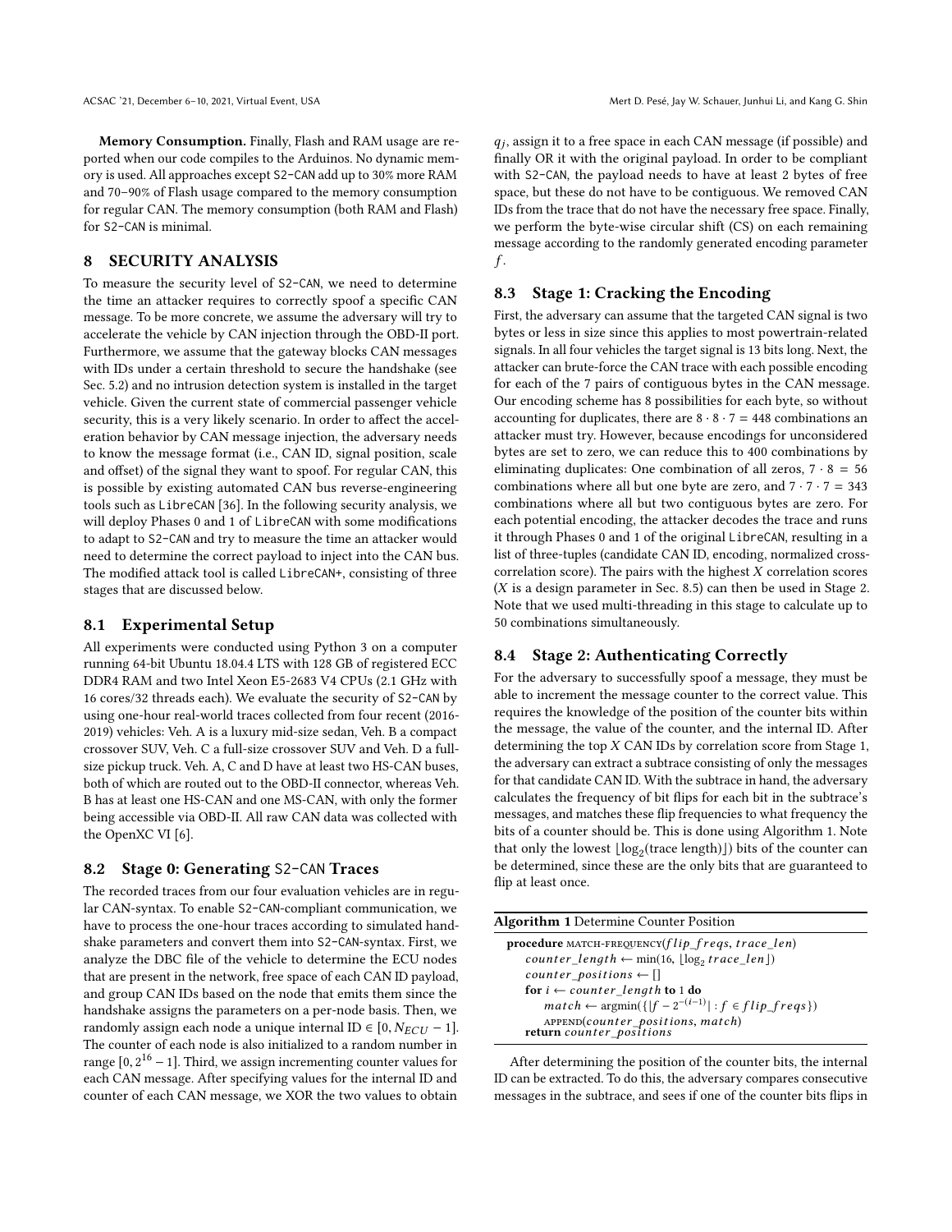**Memory Consumption.** Finally, Flash and RAM usage are reported when our code compiles to the Arduinos. No dynamic memory is used. All approaches except S2-CAN add up to 30% more RAM and 70–90% of Flash usage compared to the memory consumption for regular CAN. The memory consumption (both RAM and Flash) for S2-CAN is minimal.

## 8 SECURITY ANALYSIS

To measure the security level of S2-CAN, we need to determine the time an attacker requires to correctly spoof a specific CAN message. To be more concrete, we assume the adversary will try to accelerate the vehicle by CAN injection through the OBD-II port. Furthermore, we assume that the gateway blocks CAN messages with IDs under a certain threshold to secure the handshake (see Sec. 5.2) and no intrusion detection system is installed in the target vehicle. Given the current state of commercial passenger vehicle security, this is a very likely scenario. In order to affect the acceleration behavior by CAN message injection, the adversary needs to know the message format (i.e., CAN ID, signal position, scale and offset) of the signal they want to spoof. For regular CAN, this is possible by existing automated CAN bus reverse-engineering tools such as LibreCAN [36]. In the following security analysis, we will deploy Phases 0 and 1 of LibreCAN with some modifications to adapt to S2-CAN and try to measure the time an attacker would need to determine the correct payload to inject into the CAN bus. The modified attack tool is called LibreCAN+, consisting of three stages that are discussed below.

### 8.1 Experimental Setup

All experiments were conducted using Python 3 on a computer running 64-bit Ubuntu 18.04.4 LTS with 128 GB of registered ECC DDR4 RAM and two Intel Xeon E5-2683 V4 CPUs (2.1 GHz with 16 cores/32 threads each). We evaluate the security of S2-CAN by using one-hour real-world traces collected from four recent (2016-2019) vehicles: Veh. A is a luxury mid-size sedan, Veh. B a compact crossover SUV, Veh. C a full-size crossover SUV and Veh. D a full-size pickup truck. Veh. A, C and D have at least two HS-CAN buses, both of which are routed out to the OBD-II connector, whereas Veh. B has at least one HS-CAN and one MS-CAN, with only the former being accessible via OBD-II. All raw CAN data was collected with the OpenXC VI [6].

### 8.2 Stage 0: Generating S2-CAN Traces

The recorded traces from our four evaluation vehicles are in regular CAN-syntax. To enable S2-CAN-compliant communication, we have to process the one-hour traces according to simulated handshake parameters and convert them into S2-CAN-syntax. First, we analyze the DBC file of the vehicle to determine the ECU nodes that are present in the network, free space of each CAN ID payload, and group CAN IDs based on the node that emits them since the handshake assigns the parameters on a per-node basis. Then, we randomly assign each node a unique internal ID $\in [0, N_{ECU} - 1]$. The counter of each node is also initialized to a random number in range $[0, 2^{16} - 1]$. Third, we assign incrementing counter values for each CAN message. After specifying values for the internal ID and counter of each CAN message, we XOR the two values to obtain $q_j$, assign it to a free space in each CAN message (if possible) and finally OR it with the original payload. In order to be compliant with S2-CAN, the payload needs to have at least 2 bytes of free space, but these do not have to be contiguous. We removed CAN IDs from the trace that do not have the necessary free space. Finally, we perform the byte-wise circular shift (CS) on each remaining message according to the randomly generated encoding parameter $f$.

### 8.3 Stage 1: Cracking the Encoding

First, the adversary can assume that the targeted CAN signal is two bytes or less in size since this applies to most powertrain-related signals. In all four vehicles the target signal is 13 bits long. Next, the attacker can brute-force the CAN trace with each possible encoding for each of the 7 pairs of contiguous bytes in the CAN message. Our encoding scheme has 8 possibilities for each byte, so without accounting for duplicates, there are $8 \cdot 8 \cdot 7 = 448$ combinations an attacker must try. However, because encodings for unconsidered bytes are set to zero, we can reduce this to 400 combinations by eliminating duplicates: One combination of all zeros, $7 \cdot 8 = 56$ combinations where all but one byte are zero, and $7 \cdot 7 \cdot 7 = 343$ combinations where all but two contiguous bytes are zero. For each potential encoding, the attacker decodes the trace and runs it through Phases 0 and 1 of the original LibreCAN, resulting in a list of three-tuples (candidate CAN ID, encoding, normalized cross-correlation score). The pairs with the highest $X$ correlation scores ($X$ is a design parameter in Sec. 8.5) can then be used in Stage 2. Note that we used multi-threading in this stage to calculate up to 50 combinations simultaneously.

### 8.4 Stage 2: Authenticating Correctly

For the adversary to successfully spoof a message, they must be able to increment the message counter to the correct value. This requires the knowledge of the position of the counter bits within the message, the value of the counter, and the internal ID. After determining the top $X$ CAN IDs by correlation score from Stage 1, the adversary can extract a subtrace consisting of only the messages for that candidate CAN ID. With the subtrace in hand, the adversary calculates the frequency of bit flips for each bit in the subtrace's messages, and matches these flip frequencies to what frequency the bits of a counter should be. This is done using Algorithm 1. Note that only the lowest $\lfloor \log_2(\text{trace length}) \rfloor$) bits of the counter can be determined, since these are the only bits that are guaranteed to flip at least once.

**Algorithm 1** Determine Counter Position

```
procedure MATCH-FREQUENCY(flip_freqs, trace_len)
    counter_length ← min(16, ⌊log2 trace_len⌋)
    counter_positions ← []
    for i ← counter_length to 1 do
        match ← argmin({|f − 2^−(i−1)| : f ∈ flip_freqs})
        APPEND(counter_positions, match)
    return counter_positions
```

After determining the position of the counter bits, the internal ID can be extracted. To do this, the adversary compares consecutive messages in the subtrace, and sees if one of the counter bits flips in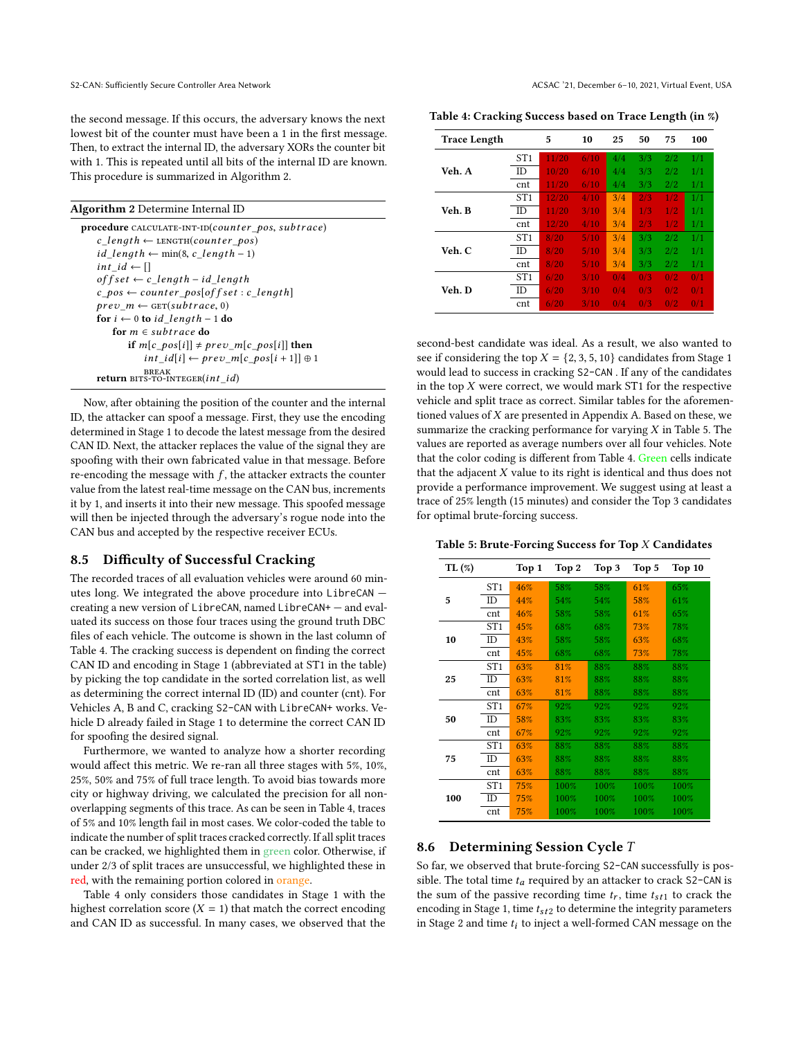the second message. If this occurs, the adversary knows the next lowest bit of the counter must have been a 1 in the first message. Then, to extract the internal ID, the adversary XORs the counter bit with 1. This is repeated until all bits of the internal ID are known. This procedure is summarized in Algorithm 2.

**Algorithm 2** Determine Internal ID

```
procedure CALCULATE-INT-ID(counter_pos, subtrace)
    c_length ← LENGTH(counter_pos)
    id_length ← min(8, c_length − 1)
    int_id ← []
    offset ← c_length − id_length
    c_pos ← counter_pos[offset : c_length]
    prev_m ← GET(subtrace, 0)
    for i ← 0 to id_length − 1 do
        for m ∈ subtrace do
            if m[c_pos[i]] ≠ prev_m[c_pos[i]] then
                int_id[i] ← prev_m[c_pos[i + 1]] ⊕ 1
                BREAK
    return BITS-TO-INTEGER(int_id)
```

Now, after obtaining the position of the counter and the internal ID, the attacker can spoof a message. First, they use the encoding determined in Stage 1 to decode the latest message from the desired CAN ID. Next, the attacker replaces the value of the signal they are spoofing with their own fabricated value in that message. Before re-encoding the message with $f$, the attacker extracts the counter value from the latest real-time message on the CAN bus, increments it by 1, and inserts it into their new message. This spoofed message will then be injected through the adversary's rogue node into the CAN bus and accepted by the respective receiver ECUs.

## 8.5 Difficulty of Successful Cracking

The recorded traces of all evaluation vehicles were around 60 minutes long. We integrated the above procedure into LibreCAN — creating a new version of LibreCAN, named LibreCAN+ — and evaluated its success on those four traces using the ground truth DBC files of each vehicle. The outcome is shown in the last column of Table 4. The cracking success is dependent on finding the correct CAN ID and encoding in Stage 1 (abbreviated at ST1 in the table) by picking the top candidate in the sorted correlation list, as well as determining the correct internal ID (ID) and counter (cnt). For Vehicles A, B and C, cracking S2-CAN with LibreCAN+ works. Vehicle D already failed in Stage 1 to determine the correct CAN ID for spoofing the desired signal.

Furthermore, we wanted to analyze how a shorter recording would affect this metric. We re-ran all three stages with 5%, 10%, 25%, 50% and 75% of full trace length. To avoid bias towards more city or highway driving, we calculated the precision for all non-overlapping segments of this trace. As can be seen in Table 4, traces of 5% and 10% length fail in most cases. We color-coded the table to indicate the number of split traces cracked correctly. If all split traces can be cracked, we highlighted them in green color. Otherwise, if under 2/3 of split traces are unsuccessful, we highlighted these in red, with the remaining portion colored in orange.

Table 4 only considers those candidates in Stage 1 with the highest correlation score ($X = 1$) that match the correct encoding and CAN ID as successful. In many cases, we observed that the second-best candidate was ideal. As a result, we also wanted to see if considering the top $X = \{2, 3, 5, 10\}$ candidates from Stage 1 would lead to success in cracking S2-CAN . If any of the candidates in the top $X$ were correct, we would mark ST1 for the respective vehicle and split trace as correct. Similar tables for the aforementioned values of $X$ are presented in Appendix A. Based on these, we summarize the cracking performance for varying $X$ in Table 5. The values are reported as average numbers over all four vehicles. Note that the color coding is different from Table 4. Green cells indicate that the adjacent $X$ value to its right is identical and thus does not provide a performance improvement. We suggest using at least a trace of 25% length (15 minutes) and consider the Top 3 candidates for optimal brute-forcing success.

**Table 4: Cracking Success based on Trace Length (in %)**

| Trace Length | | 5 | 10 | 25 | 50 | 75 | 100 |
|---|---|---|---|---|---|---|---|
| Veh. A | ST1 | 11/20 | 6/10 | 4/4 | 3/3 | 2/2 | 1/1 |
| | ID | 10/20 | 6/10 | 4/4 | 3/3 | 2/2 | 1/1 |
| | cnt | 11/20 | 6/10 | 4/4 | 3/3 | 2/2 | 1/1 |
| Veh. B | ST1 | 12/20 | 4/10 | 3/4 | 2/3 | 1/2 | 1/1 |
| | ID | 11/20 | 3/10 | 3/4 | 1/3 | 1/2 | 1/1 |
| | cnt | 12/20 | 4/10 | 3/4 | 2/3 | 1/2 | 1/1 |
| Veh. C | ST1 | 8/20 | 5/10 | 3/4 | 3/3 | 2/2 | 1/1 |
| | ID | 8/20 | 5/10 | 3/4 | 3/3 | 2/2 | 1/1 |
| | cnt | 8/20 | 5/10 | 3/4 | 3/3 | 2/2 | 1/1 |
| Veh. D | ST1 | 6/20 | 3/10 | 0/4 | 0/3 | 0/2 | 0/1 |
| | ID | 6/20 | 3/10 | 0/4 | 0/3 | 0/2 | 0/1 |
| | cnt | 6/20 | 3/10 | 0/4 | 0/3 | 0/2 | 0/1 |

**Table 5: Brute-Forcing Success for Top $X$ Candidates**

| TL (%) | | Top 1 | Top 2 | Top 3 | Top 5 | Top 10 |
|---|---|---|---|---|---|---|
| 5 | ST1 | 46% | 58% | 58% | 61% | 65% |
| | ID | 44% | 54% | 54% | 58% | 61% |
| | cnt | 46% | 58% | 58% | 61% | 65% |
| 10 | ST1 | 45% | 68% | 68% | 73% | 78% |
| | ID | 43% | 58% | 58% | 63% | 68% |
| | cnt | 45% | 68% | 68% | 73% | 78% |
| 25 | ST1 | 63% | 81% | 88% | 88% | 88% |
| | ID | 63% | 81% | 88% | 88% | 88% |
| | cnt | 63% | 81% | 88% | 88% | 88% |
| 50 | ST1 | 67% | 92% | 92% | 92% | 92% |
| | ID | 58% | 83% | 83% | 83% | 83% |
| | cnt | 67% | 92% | 92% | 92% | 92% |
| 75 | ST1 | 63% | 88% | 88% | 88% | 88% |
| | ID | 63% | 88% | 88% | 88% | 88% |
| | cnt | 63% | 88% | 88% | 88% | 88% |
| 100 | ST1 | 75% | 100% | 100% | 100% | 100% |
| | ID | 75% | 100% | 100% | 100% | 100% |
| | cnt | 75% | 100% | 100% | 100% | 100% |

## 8.6 Determining Session Cycle $T$

So far, we observed that brute-forcing S2-CAN successfully is possible. The total time $t_a$ required by an attacker to crack S2-CAN is the sum of the passive recording time $t_r$, time $t_{st1}$ to crack the encoding in Stage 1, time $t_{st2}$ to determine the integrity parameters in Stage 2 and time $t_i$ to inject a well-formed CAN message on the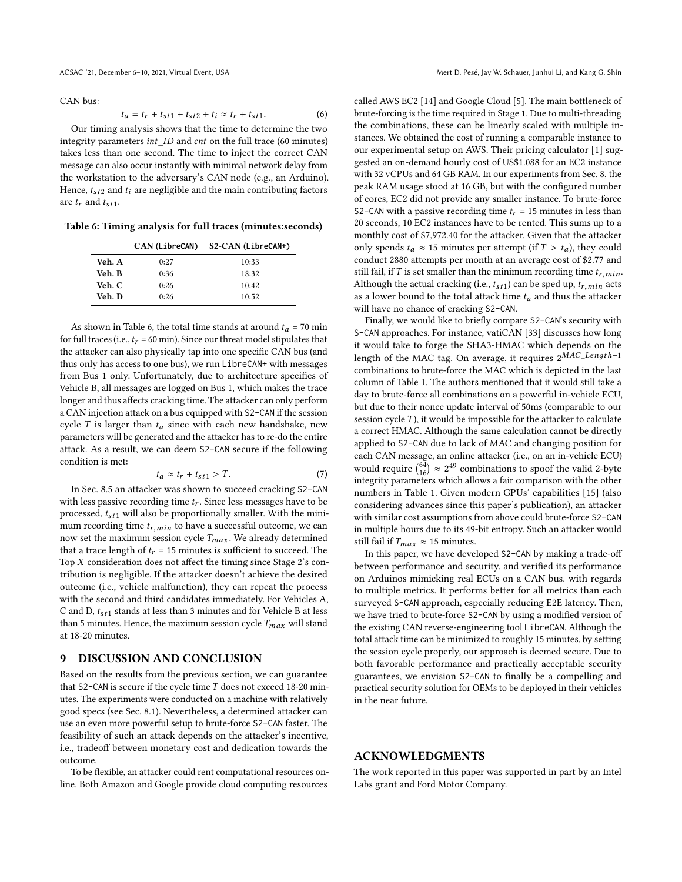CAN bus:

$$t_a = t_r + t_{st1} + t_{st2} + t_i \approx t_r + t_{st1}. \tag{6}$$

Our timing analysis shows that the time to determine the two integrity parameters *int_ID* and *cnt* on the full trace (60 minutes) takes less than one second. The time to inject the correct CAN message can also occur instantly with minimal network delay from the workstation to the adversary's CAN node (e.g., an Arduino). Hence, $t_{st2}$ and $t_i$ are negligible and the main contributing factors are $t_r$ and $t_{st1}$.

**Table 6: Timing analysis for full traces (minutes:seconds)**

| | CAN (LibreCAN) | S2-CAN (LibreCAN+) |
|---|---|---|
| **Veh. A** | 0:27 | 10:33 |
| **Veh. B** | 0:36 | 18:32 |
| **Veh. C** | 0:26 | 10:42 |
| **Veh. D** | 0:26 | 10:52 |

As shown in Table 6, the total time stands at around $t_a$ = 70 min for full traces (i.e., $t_r$ = 60 min). Since our threat model stipulates that the attacker can also physically tap into one specific CAN bus (and thus only has access to one bus), we run LibreCAN+ with messages from Bus 1 only. Unfortunately, due to architecture specifics of Vehicle B, all messages are logged on Bus 1, which makes the trace longer and thus affects cracking time. The attacker can only perform a CAN injection attack on a bus equipped with S2-CAN if the session cycle $T$ is larger than $t_a$ since with each new handshake, new parameters will be generated and the attacker has to re-do the entire attack. As a result, we can deem S2-CAN secure if the following condition is met:

$$t_a \approx t_r + t_{st1} > T. \tag{7}$$

In Sec. 8.5 an attacker was shown to succeed cracking S2-CAN with less passive recording time $t_r$. Since less messages have to be processed, $t_{st1}$ will also be proportionally smaller. With the minimum recording time $t_{r,min}$ to have a successful outcome, we can now set the maximum session cycle $T_{max}$. We already determined that a trace length of $t_r$ = 15 minutes is sufficient to succeed. The Top $X$ consideration does not affect the timing since Stage 2's contribution is negligible. If the attacker doesn't achieve the desired outcome (i.e., vehicle malfunction), they can repeat the process with the second and third candidates immediately. For Vehicles A, C and D, $t_{st1}$ stands at less than 3 minutes and for Vehicle B at less than 5 minutes. Hence, the maximum session cycle $T_{max}$ will stand at 18-20 minutes.

## 9 DISCUSSION AND CONCLUSION

Based on the results from the previous section, we can guarantee that S2-CAN is secure if the cycle time $T$ does not exceed 18-20 minutes. The experiments were conducted on a machine with relatively good specs (see Sec. 8.1). Nevertheless, a determined attacker can use an even more powerful setup to brute-force S2-CAN faster. The feasibility of such an attack depends on the attacker's incentive, i.e., tradeoff between monetary cost and dedication towards the outcome.

To be flexible, an attacker could rent computational resources online. Both Amazon and Google provide cloud computing resources called AWS EC2 [14] and Google Cloud [5]. The main bottleneck of brute-forcing is the time required in Stage 1. Due to multi-threading the combinations, these can be linearly scaled with multiple instances. We obtained the cost of running a comparable instance to our experimental setup on AWS. Their pricing calculator [1] suggested an on-demand hourly cost of US$1.088 for an EC2 instance with 32 vCPUs and 64 GB RAM. In our experiments from Sec. 8, the peak RAM usage stood at 16 GB, but with the configured number of cores, EC2 did not provide any smaller instance. To brute-force S2-CAN with a passive recording time $t_r$ = 15 minutes in less than 20 seconds, 10 EC2 instances have to be rented. This sums up to a monthly cost of $7,972.40 for the attacker. Given that the attacker only spends $t_a \approx 15$ minutes per attempt (if $T > t_a$), they could conduct 2880 attempts per month at an average cost of $2.77 and still fail, if $T$ is set smaller than the minimum recording time $t_{r,min}$. Although the actual cracking (i.e., $t_{st1}$) can be sped up, $t_{r,min}$ acts as a lower bound to the total attack time $t_a$ and thus the attacker will have no chance of cracking S2-CAN.

Finally, we would like to briefly compare S2-CAN's security with S-CAN approaches. For instance, vatiCAN [33] discusses how long it would take to forge the SHA3-HMAC which depends on the length of the MAC tag. On average, it requires $2^{MAC\_Length-1}$ combinations to brute-force the MAC which is depicted in the last column of Table 1. The authors mentioned that it would still take a day to brute-force all combinations on a powerful in-vehicle ECU, but due to their nonce update interval of 50ms (comparable to our session cycle $T$), it would be impossible for the attacker to calculate a correct HMAC. Although the same calculation cannot be directly applied to S2-CAN due to lack of MAC and changing position for each CAN message, an online attacker (i.e., on an in-vehicle ECU) would require $\binom{64}{16} \approx 2^{49}$ combinations to spoof the valid 2-byte integrity parameters which allows a fair comparison with the other numbers in Table 1. Given modern GPUs' capabilities [15] (also considering advances since this paper's publication), an attacker with similar cost assumptions from above could brute-force S2-CAN in multiple hours due to its 49-bit entropy. Such an attacker would still fail if $T_{max} \approx 15$ minutes.

In this paper, we have developed S2-CAN by making a trade-off between performance and security, and verified its performance on Arduinos mimicking real ECUs on a CAN bus. with regards to multiple metrics. It performs better for all metrics than each surveyed S-CAN approach, especially reducing E2E latency. Then, we have tried to brute-force S2-CAN by using a modified version of the existing CAN reverse-engineering tool LibreCAN. Although the total attack time can be minimized to roughly 15 minutes, by setting the session cycle properly, our approach is deemed secure. Due to both favorable performance and practically acceptable security guarantees, we envision S2-CAN to finally be a compelling and practical security solution for OEMs to be deployed in their vehicles in the near future.

## ACKNOWLEDGMENTS

The work reported in this paper was supported in part by an Intel Labs grant and Ford Motor Company.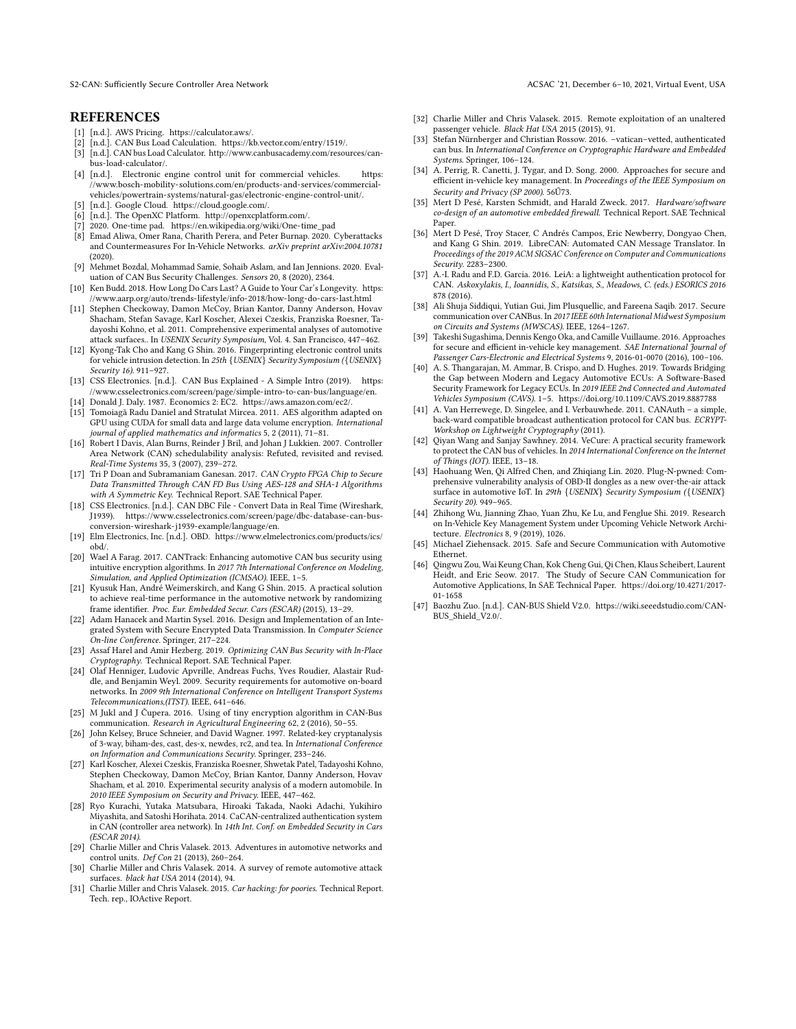## REFERENCES

[1] [n.d.]. AWS Pricing. https://calculator.aws/.

[2] [n.d.]. CAN Bus Load Calculation. https://kb.vector.com/entry/1519/.

[3] [n.d.]. CAN bus Load Calculator. http://www.canbusacademy.com/resources/can-bus-load-calculator/.

[4] [n.d.]. Electronic engine control unit for commercial vehicles. https://www.bosch-mobility-solutions.com/en/products-and-services/commercial-vehicles/powertrain-systems/natural-gas/electronic-engine-control-unit/.

[5] [n.d.]. Google Cloud. https://cloud.google.com/.

[6] [n.d.]. The OpenXC Platform. http://openxcplatform.com/.

[7] 2020. One-time pad. https://en.wikipedia.org/wiki/One-time_pad

[8] Emad Aliwa, Omer Rana, Charith Perera, and Peter Burnap. 2020. Cyberattacks and Countermeasures For In-Vehicle Networks. *arXiv preprint arXiv:2004.10781* (2020).

[9] Mehmet Bozdal, Mohammad Samie, Sohaib Aslam, and Ian Jennions. 2020. Evaluation of CAN Bus Security Challenges. *Sensors* 20, 8 (2020), 2364.

[10] Ken Budd. 2018. How Long Do Cars Last? A Guide to Your Car's Longevity. https://www.aarp.org/auto/trends-lifestyle/info-2018/how-long-do-cars-last.html

[11] Stephen Checkoway, Damon McCoy, Brian Kantor, Danny Anderson, Hovav Shacham, Stefan Savage, Karl Koscher, Alexei Czeskis, Franziska Roesner, Tadayoshi Kohno, et al. 2011. Comprehensive experimental analyses of automotive attack surfaces.. In *USENIX Security Symposium*, Vol. 4. San Francisco, 447–462.

[12] Kyong-Tak Cho and Kang G Shin. 2016. Fingerprinting electronic control units for vehicle intrusion detection. In *25th {USENIX} Security Symposium ({USENIX} Security 16)*. 911–927.

[13] CSS Electronics. [n.d.]. CAN Bus Explained - A Simple Intro (2019). https://www.csselectronics.com/screen/page/simple-intro-to-can-bus/language/en.

[14] Donald J. Daly. 1987. Economics 2: EC2. https://aws.amazon.com/ec2/.

[15] Tomoiagă Radu Daniel and Stratulat Mircea. 2011. AES algorithm adapted on GPU using CUDA for small data and large data volume encryption. *International journal of applied mathematics and informatics* 5, 2 (2011), 71–81.

[16] Robert I Davis, Alan Burns, Reinder J Bril, and Johan J Lukkien. 2007. Controller Area Network (CAN) schedulability analysis: Refuted, revisited and revised. *Real-Time Systems* 35, 3 (2007), 239–272.

[17] Tri P Doan and Subramaniam Ganesan. 2017. *CAN Crypto FPGA Chip to Secure Data Transmitted Through CAN FD Bus Using AES-128 and SHA-1 Algorithms with A Symmetric Key.* Technical Report. SAE Technical Paper.

[18] CSS Electronics. [n.d.]. CAN DBC File - Convert Data in Real Time (Wireshark, J1939). https://www.csselectronics.com/screen/page/dbc-database-can-bus-conversion-wireshark-j1939-example/language/en.

[19] Elm Electronics, Inc. [n.d.]. OBD. https://www.elmelectronics.com/products/ics/obd/.

[20] Wael A Farag. 2017. CANTrack: Enhancing automotive CAN bus security using intuitive encryption algorithms. In *2017 7th International Conference on Modeling, Simulation, and Applied Optimization (ICMSAO)*. IEEE, 1–5.

[21] Kyusuk Han, André Weimerskirch, and Kang G Shin. 2015. A practical solution to achieve real-time performance in the automotive network by randomizing frame identifier. *Proc. Eur. Embedded Secur. Cars (ESCAR)* (2015), 13–29.

[22] Adam Hanacek and Martin Sysel. 2016. Design and Implementation of an Integrated System with Secure Encrypted Data Transmission. In *Computer Science On-line Conference*. Springer, 217–224.

[23] Assaf Harel and Amir Herzberg. 2019. *Optimizing CAN Bus Security with In-Place Cryptography.* Technical Report. SAE Technical Paper.

[24] Olaf Henniger, Ludovic Apvrille, Andreas Fuchs, Yves Roudier, Alastair Ruddle, and Benjamin Weyl. 2009. Security requirements for automotive on-board networks. In *2009 9th International Conference on Intelligent Transport Systems Telecommunications,(ITST)*. IEEE, 641–646.

[25] M Jukl and J Čupera. 2016. Using of tiny encryption algorithm in CAN-Bus communication. *Research in Agricultural Engineering* 62, 2 (2016), 50–55.

[26] John Kelsey, Bruce Schneier, and David Wagner. 1997. Related-key cryptanalysis of 3-way, biham-des, cast, des-x, newdes, rc2, and tea. In *International Conference on Information and Communications Security*. Springer, 233–246.

[27] Karl Koscher, Alexei Czeskis, Franziska Roesner, Shwetak Patel, Tadayoshi Kohno, Stephen Checkoway, Damon McCoy, Brian Kantor, Danny Anderson, Hovav Shacham, et al. 2010. Experimental security analysis of a modern automobile. In *2010 IEEE Symposium on Security and Privacy*. IEEE, 447–462.

[28] Ryo Kurachi, Yutaka Matsubara, Hiroaki Takada, Naoki Adachi, Yukihiro Miyashita, and Satoshi Horihata. 2014. CaCAN-centralized authentication system in CAN (controller area network). In *14th Int. Conf. on Embedded Security in Cars (ESCAR 2014)*.

[29] Charlie Miller and Chris Valasek. 2013. Adventures in automotive networks and control units. *Def Con* 21 (2013), 260–264.

[30] Charlie Miller and Chris Valasek. 2014. A survey of remote automotive attack surfaces. *black hat USA* 2014 (2014), 94.

[31] Charlie Miller and Chris Valasek. 2015. *Car hacking: for poories.* Technical Report. Tech. rep., IOActive Report.

[32] Charlie Miller and Chris Valasek. 2015. Remote exploitation of an unaltered passenger vehicle. *Black Hat USA* 2015 (2015), 91.

[33] Stefan Nürnberger and Christian Rossow. 2016. –vatican–vetted, authenticated can bus. In *International Conference on Cryptographic Hardware and Embedded Systems*. Springer, 106–124.

[34] A. Perrig, R. Canetti, J. Tygar, and D. Song. 2000. Approaches for secure and efficient in-vehicle key management. In *Proceedings of the IEEE Symposium on Security and Privacy (SP 2000)*. 56Ű73.

[35] Mert D Pesé, Karsten Schmidt, and Harald Zweck. 2017. *Hardware/software co-design of an automotive embedded firewall.* Technical Report. SAE Technical Paper.

[36] Mert D Pesé, Troy Stacer, C Andrés Campos, Eric Newberry, Dongyao Chen, and Kang G Shin. 2019. LibreCAN: Automated CAN Message Translator. In *Proceedings of the 2019 ACM SIGSAC Conference on Computer and Communications Security*. 2283–2300.

[37] A.-I. Radu and F.D. Garcia. 2016. LeiA: a lightweight authentication protocol for CAN. *Askoxylakis, I., Ioannidis, S., Katsikas, S., Meadows, C. (eds.) ESORICS 2016* 878 (2016).

[38] Ali Shuja Siddiqui, Yutian Gui, Jim Plusquellic, and Fareena Saqib. 2017. Secure communication over CANBus. In *2017 IEEE 60th International Midwest Symposium on Circuits and Systems (MWSCAS)*. IEEE, 1264–1267.

[39] Takeshi Sugashima, Dennis Kengo Oka, and Camille Vuillaume. 2016. Approaches for secure and efficient in-vehicle key management. *SAE International Journal of Passenger Cars-Electronic and Electrical Systems* 9, 2016-01-0070 (2016), 100–106.

[40] A. S. Thangarajan, M. Ammar, B. Crispo, and D. Hughes. 2019. Towards Bridging the Gap between Modern and Legacy Automotive ECUs: A Software-Based Security Framework for Legacy ECUs. In *2019 IEEE 2nd Connected and Automated Vehicles Symposium (CAVS)*. 1–5. https://doi.org/10.1109/CAVS.2019.8887788

[41] A. Van Herrewege, D. Singelee, and I. Verbauwhede. 2011. CANAuth – a simple, back-ward compatible broadcast authentication protocol for CAN bus. *ECRYPT-Workshop on Lightweight Cryptography* (2011).

[42] Qiyan Wang and Sanjay Sawhney. 2014. VeCure: A practical security framework to protect the CAN bus of vehicles. In *2014 International Conference on the Internet of Things (IOT)*. IEEE, 13–18.

[43] Haohuang Wen, Qi Alfred Chen, and Zhiqiang Lin. 2020. Plug-N-pwned: Comprehensive vulnerability analysis of OBD-II dongles as a new over-the-air attack surface in automotive IoT. In *29th {USENIX} Security Symposium ({USENIX} Security 20)*. 949–965.

[44] Zhihong Wu, Jianning Zhao, Yuan Zhu, Ke Lu, and Fenglue Shi. 2019. Research on In-Vehicle Key Management System under Upcoming Vehicle Network Architecture. *Electronics* 8, 9 (2019), 1026.

[45] Michael Ziehensack. 2015. Safe and Secure Communication with Automotive Ethernet.

[46] Qingwu Zou, Wai Keung Chan, Kok Cheng Gui, Qi Chen, Klaus Scheibert, Laurent Heidt, and Eric Seow. 2017. The Study of Secure CAN Communication for Automotive Applications, In SAE Technical Paper. https://doi.org/10.4271/2017-01-1658

[47] Baozhu Zuo. [n.d.]. CAN-BUS Shield V2.0. https://wiki.seeedstudio.com/CAN-BUS_Shield_V2.0/.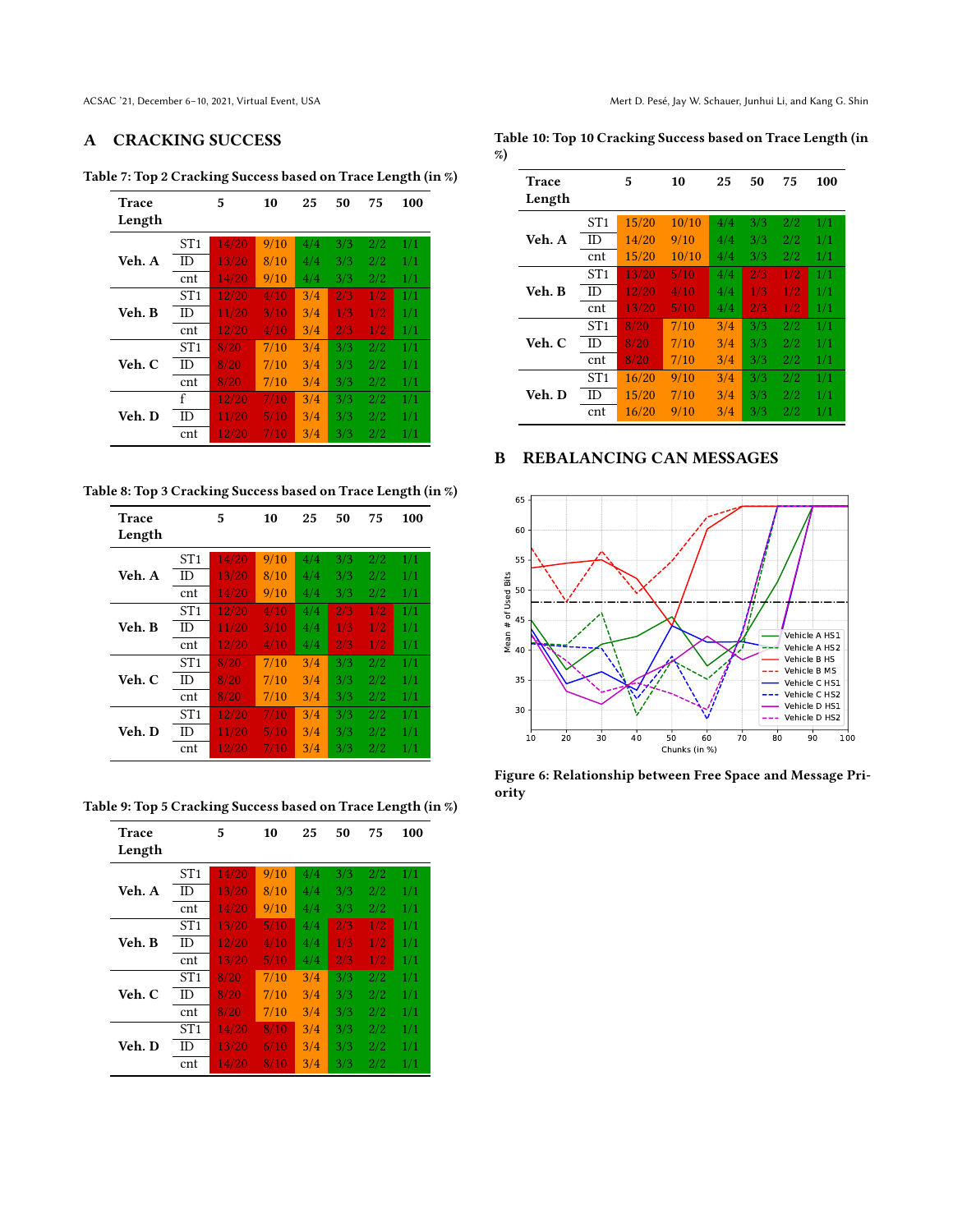# A CRACKING SUCCESS

Table 7: Top 2 Cracking Success based on Trace Length (in %)

| Trace Length | | 5 | 10 | 25 | 50 | 75 | 100 |
|---|---|---|---|---|---|---|---|
| Veh. A | ST1 | 14/20 | 9/10 | 4/4 | 3/3 | 2/2 | 1/1 |
| | ID | 13/20 | 8/10 | 4/4 | 3/3 | 2/2 | 1/1 |
| | cnt | 14/20 | 9/10 | 4/4 | 3/3 | 2/2 | 1/1 |
| Veh. B | ST1 | 12/20 | 4/10 | 3/4 | 2/3 | 1/2 | 1/1 |
| | ID | 11/20 | 3/10 | 3/4 | 1/3 | 1/2 | 1/1 |
| | cnt | 12/20 | 4/10 | 3/4 | 2/3 | 1/2 | 1/1 |
| Veh. C | ST1 | 8/20 | 7/10 | 3/4 | 3/3 | 2/2 | 1/1 |
| | ID | 8/20 | 7/10 | 3/4 | 3/3 | 2/2 | 1/1 |
| | cnt | 8/20 | 7/10 | 3/4 | 3/3 | 2/2 | 1/1 |
| Veh. D | f | 12/20 | 7/10 | 3/4 | 3/3 | 2/2 | 1/1 |
| | ID | 11/20 | 5/10 | 3/4 | 3/3 | 2/2 | 1/1 |
| | cnt | 12/20 | 7/10 | 3/4 | 3/3 | 2/2 | 1/1 |

Table 8: Top 3 Cracking Success based on Trace Length (in %)

| Trace Length | | 5 | 10 | 25 | 50 | 75 | 100 |
|---|---|---|---|---|---|---|---|
| Veh. A | ST1 | 14/20 | 9/10 | 4/4 | 3/3 | 2/2 | 1/1 |
| | ID | 13/20 | 8/10 | 4/4 | 3/3 | 2/2 | 1/1 |
| | cnt | 14/20 | 9/10 | 4/4 | 3/3 | 2/2 | 1/1 |
| Veh. B | ST1 | 12/20 | 4/10 | 4/4 | 2/3 | 1/2 | 1/1 |
| | ID | 11/20 | 3/10 | 4/4 | 1/3 | 1/2 | 1/1 |
| | cnt | 12/20 | 4/10 | 4/4 | 2/3 | 1/2 | 1/1 |
| Veh. C | ST1 | 8/20 | 7/10 | 3/4 | 3/3 | 2/2 | 1/1 |
| | ID | 8/20 | 7/10 | 3/4 | 3/3 | 2/2 | 1/1 |
| | cnt | 8/20 | 7/10 | 3/4 | 3/3 | 2/2 | 1/1 |
| Veh. D | ST1 | 12/20 | 7/10 | 3/4 | 3/3 | 2/2 | 1/1 |
| | ID | 11/20 | 5/10 | 3/4 | 3/3 | 2/2 | 1/1 |
| | cnt | 12/20 | 7/10 | 3/4 | 3/3 | 2/2 | 1/1 |

Table 9: Top 5 Cracking Success based on Trace Length (in %)

| Trace Length | | 5 | 10 | 25 | 50 | 75 | 100 |
|---|---|---|---|---|---|---|---|
| Veh. A | ST1 | 14/20 | 9/10 | 4/4 | 3/3 | 2/2 | 1/1 |
| | ID | 13/20 | 8/10 | 4/4 | 3/3 | 2/2 | 1/1 |
| | cnt | 14/20 | 9/10 | 4/4 | 3/3 | 2/2 | 1/1 |
| Veh. B | ST1 | 13/20 | 5/10 | 4/4 | 2/3 | 1/2 | 1/1 |
| | ID | 12/20 | 4/10 | 4/4 | 1/3 | 1/2 | 1/1 |
| | cnt | 13/20 | 5/10 | 4/4 | 2/3 | 1/2 | 1/1 |
| Veh. C | ST1 | 8/20 | 7/10 | 3/4 | 3/3 | 2/2 | 1/1 |
| | ID | 8/20 | 7/10 | 3/4 | 3/3 | 2/2 | 1/1 |
| | cnt | 8/20 | 7/10 | 3/4 | 3/3 | 2/2 | 1/1 |
| Veh. D | ST1 | 14/20 | 8/10 | 3/4 | 3/3 | 2/2 | 1/1 |
| | ID | 13/20 | 6/10 | 3/4 | 3/3 | 2/2 | 1/1 |
| | cnt | 14/20 | 8/10 | 3/4 | 3/3 | 2/2 | 1/1 |

Table 10: Top 10 Cracking Success based on Trace Length (in %)

| Trace Length | | 5 | 10 | 25 | 50 | 75 | 100 |
|---|---|---|---|---|---|---|---|
| Veh. A | ST1 | 15/20 | 10/10 | 4/4 | 3/3 | 2/2 | 1/1 |
| | ID | 14/20 | 9/10 | 4/4 | 3/3 | 2/2 | 1/1 |
| | cnt | 15/20 | 10/10 | 4/4 | 3/3 | 2/2 | 1/1 |
| Veh. B | ST1 | 13/20 | 5/10 | 4/4 | 2/3 | 1/2 | 1/1 |
| | ID | 12/20 | 4/10 | 4/4 | 1/3 | 1/2 | 1/1 |
| | cnt | 13/20 | 5/10 | 4/4 | 2/3 | 1/2 | 1/1 |
| Veh. C | ST1 | 8/20 | 7/10 | 3/4 | 3/3 | 2/2 | 1/1 |
| | ID | 8/20 | 7/10 | 3/4 | 3/3 | 2/2 | 1/1 |
| | cnt | 8/20 | 7/10 | 3/4 | 3/3 | 2/2 | 1/1 |
| Veh. D | ST1 | 16/20 | 9/10 | 3/4 | 3/3 | 2/2 | 1/1 |
| | ID | 15/20 | 7/10 | 3/4 | 3/3 | 2/2 | 1/1 |
| | cnt | 16/20 | 9/10 | 3/4 | 3/3 | 2/2 | 1/1 |

# B REBALANCING CAN MESSAGES

Mean # of Used Bits

65
60
55
50
45
40
35
30

10 20 30 40 50 60 70 80 90 100

Chunks (in %)

Vehicle A HS1
Vehicle A HS2
Vehicle B HS
Vehicle B MS
Vehicle C HS1
Vehicle C HS2
Vehicle D HS1
Vehicle D HS2

Figure 6: Relationship between Free Space and Message Priority